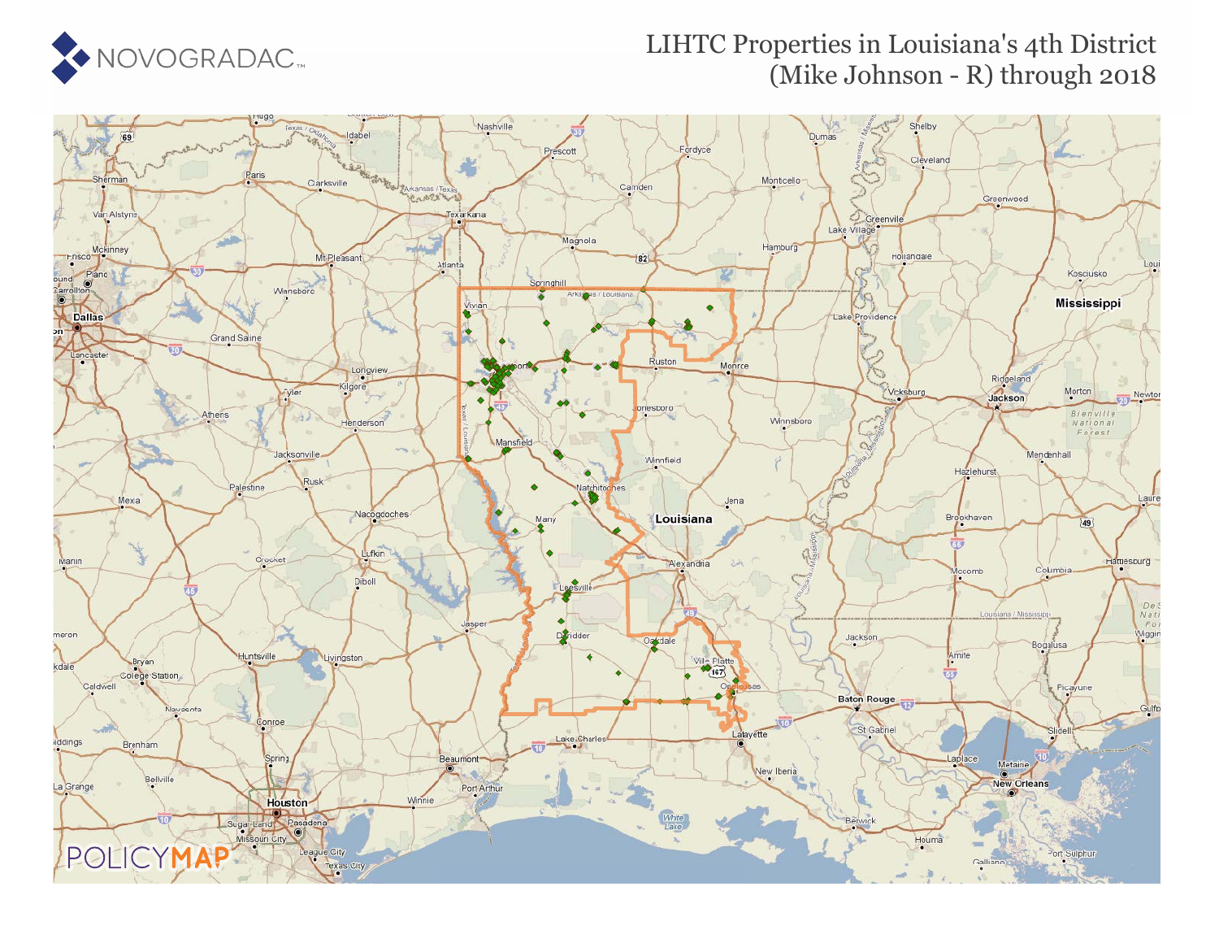# LIHTC Properties in Louisiana's 4th District (Mike Johnson - R) through 2018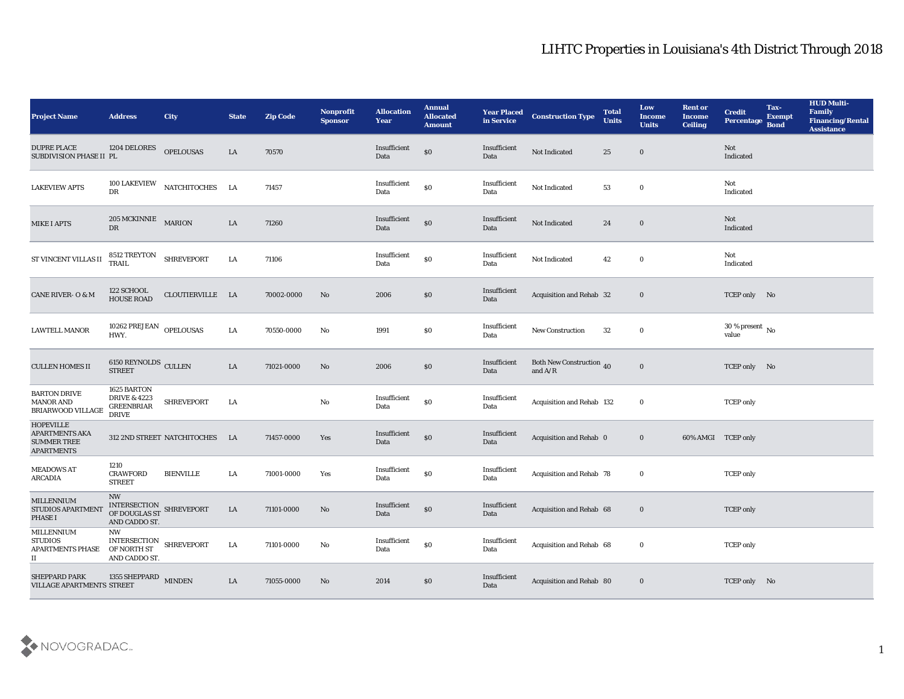# LIHTC Properties in Louisiana's 4th District Through 2018

| Project Name | Address | City | State | Zip Code | Nonprofit Sponsor | Allocation Year | Annual Allocated Amount | Year Placed in Service | Construction Type | Total Units | Low Income Units | Rent or Income Ceiling | Credit Percentage | Tax-Exempt Bond | HUD Multi-Family Financing/Rental Assistance |
|---|---|---|---|---|---|---|---|---|---|---|---|---|---|---|---|
| DUPRE PLACE SUBDIVISION PHASE II | 1204 DELORES PL | OPELOUSAS | LA | 70570 | | Insufficient Data | $0 | Insufficient Data | Not Indicated | 25 | 0 | | Not Indicated | | |
| LAKEVIEW APTS | 100 LAKEVIEW DR | NATCHITOCHES | LA | 71457 | | Insufficient Data | $0 | Insufficient Data | Not Indicated | 53 | 0 | | Not Indicated | | |
| MIKE I APTS | 205 MCKINNIE DR | MARION | LA | 71260 | | Insufficient Data | $0 | Insufficient Data | Not Indicated | 24 | 0 | | Not Indicated | | |
| ST VINCENT VILLAS II | 8512 TREYTON TRAIL | SHREVEPORT | LA | 71106 | | Insufficient Data | $0 | Insufficient Data | Not Indicated | 42 | 0 | | Not Indicated | | |
| CANE RIVER- O & M | 122 SCHOOL HOUSE ROAD | CLOUTIERVILLE | LA | 70002-0000 | No | 2006 | $0 | Insufficient Data | Acquisition and Rehab | 32 | 0 | | TCEP only | No | |
| LAWTELL MANOR | 10262 PREJEAN HWY. | OPELOUSAS | LA | 70550-0000 | No | 1991 | $0 | Insufficient Data | New Construction | 32 | 0 | | 30 % present value | No | |
| CULLEN HOMES II | 6150 REYNOLDS STREET | CULLEN | LA | 71021-0000 | No | 2006 | $0 | Insufficient Data | Both New Construction and A/R | 40 | 0 | | TCEP only | No | |
| BARTON DRIVE MANOR AND BRIARWOOD VILLAGE | 1625 BARTON DRIVE & 4223 GREENBRIAR DRIVE | SHREVEPORT | LA | | No | Insufficient Data | $0 | Insufficient Data | Acquisition and Rehab | 132 | 0 | | TCEP only | | |
| HOPEVILLE APARTMENTS AKA SUMMER TREE APARTMENTS | 312 2ND STREET | NATCHITOCHES | LA | 71457-0000 | Yes | Insufficient Data | $0 | Insufficient Data | Acquisition and Rehab | 0 | 0 | 60% AMGI | TCEP only | | |
| MEADOWS AT ARCADIA | 1210 CRAWFORD STREET | BIENVILLE | LA | 71001-0000 | Yes | Insufficient Data | $0 | Insufficient Data | Acquisition and Rehab | 78 | 0 | | TCEP only | | |
| MILLENNIUM STUDIOS APARTMENT PHASE I | NW INTERSECTION OF DOUGLAS ST AND CADDO ST. | SHREVEPORT | LA | 71101-0000 | No | Insufficient Data | $0 | Insufficient Data | Acquisition and Rehab | 68 | 0 | | TCEP only | | |
| MILLENNIUM STUDIOS APARTMENTS PHASE II | NW INTERSECTION OF NORTH ST AND CADDO ST. | SHREVEPORT | LA | 71101-0000 | No | Insufficient Data | $0 | Insufficient Data | Acquisition and Rehab | 68 | 0 | | TCEP only | | |
| SHEPPARD PARK VILLAGE APARTMENTS | 1355 SHEPPARD STREET | MINDEN | LA | 71055-0000 | No | 2014 | $0 | Insufficient Data | Acquisition and Rehab | 80 | 0 | | TCEP only | No | |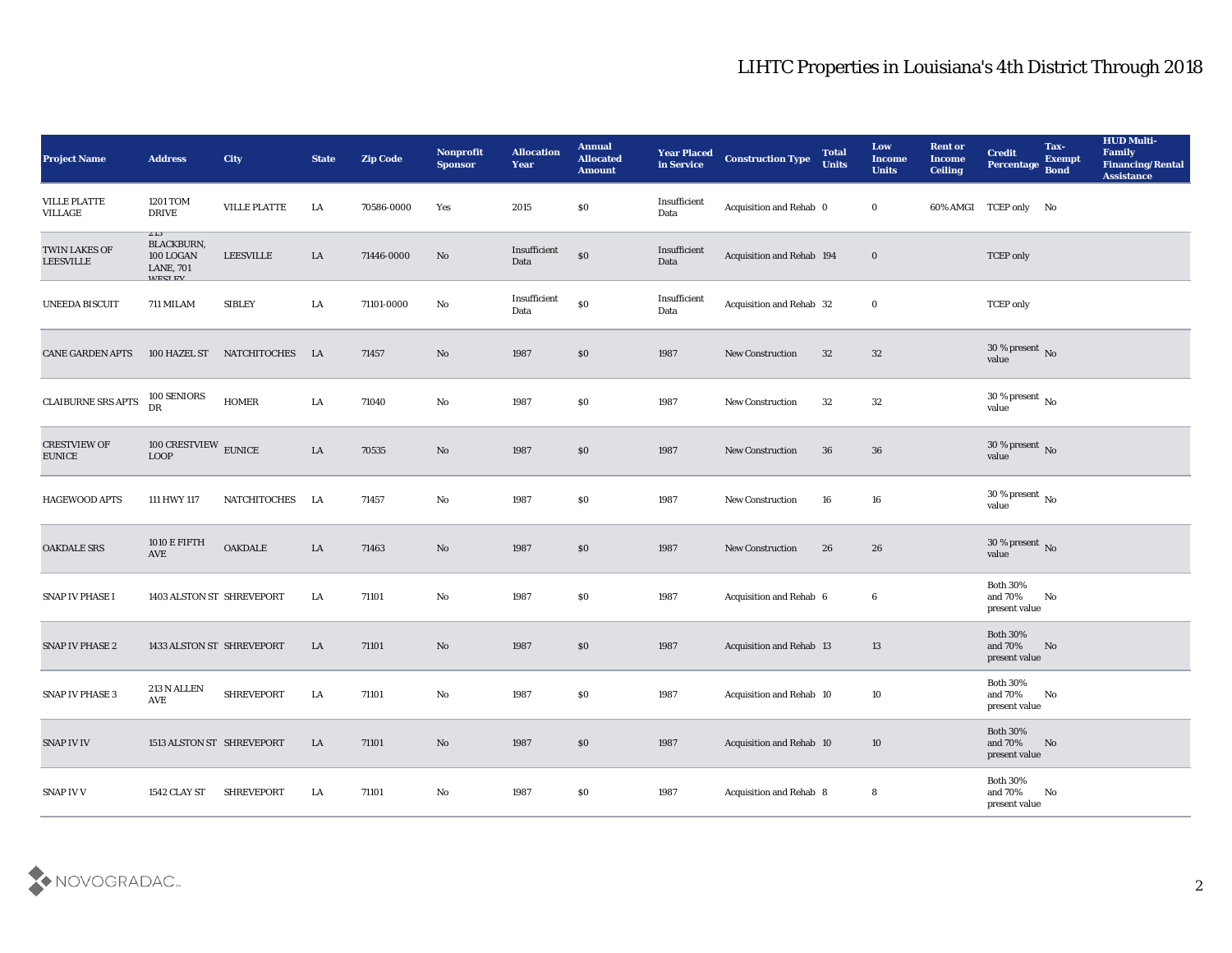# LIHTC Properties in Louisiana's 4th District Through 2018

| Project Name | Address | City | State | Zip Code | Nonprofit Sponsor | Allocation Year | Annual Allocated Amount | Year Placed in Service | Construction Type | Total Units | Low Income Units | Rent or Income Ceiling | Credit Percentage | Tax-Exempt Bond | HUD Multi-Family Financing/Rental Assistance |
|---|---|---|---|---|---|---|---|---|---|---|---|---|---|---|---|
| VILLE PLATTE VILLAGE | 1201 TOM DRIVE | VILLE PLATTE | LA | 70586-0000 | Yes | 2015 | $0 | Insufficient Data | Acquisition and Rehab | 0 | 0 | 60% AMGI | TCEP only | No | |
| TWIN LAKES OF LEESVILLE | 213 BLACKBURN, 100 LOGAN LANE, 701 WESLEY | LEESVILLE | LA | 71446-0000 | No | Insufficient Data | $0 | Insufficient Data | Acquisition and Rehab | 194 | 0 | | TCEP only | | |
| UNEEDA BISCUIT | 711 MILAM | SIBLEY | LA | 71101-0000 | No | Insufficient Data | $0 | Insufficient Data | Acquisition and Rehab | 32 | 0 | | TCEP only | | |
| CANE GARDEN APTS | 100 HAZEL ST | NATCHITOCHES | LA | 71457 | No | 1987 | $0 | 1987 | New Construction | 32 | 32 | | 30 % present value | No | |
| CLAIBURNE SRS APTS | 100 SENIORS DR | HOMER | LA | 71040 | No | 1987 | $0 | 1987 | New Construction | 32 | 32 | | 30 % present value | No | |
| CRESTVIEW OF EUNICE | 100 CRESTVIEW LOOP | EUNICE | LA | 70535 | No | 1987 | $0 | 1987 | New Construction | 36 | 36 | | 30 % present value | No | |
| HAGEWOOD APTS | 111 HWY 117 | NATCHITOCHES | LA | 71457 | No | 1987 | $0 | 1987 | New Construction | 16 | 16 | | 30 % present value | No | |
| OAKDALE SRS | 1010 E FIFTH AVE | OAKDALE | LA | 71463 | No | 1987 | $0 | 1987 | New Construction | 26 | 26 | | 30 % present value | No | |
| SNAP IV PHASE I | 1403 ALSTON ST | SHREVEPORT | LA | 71101 | No | 1987 | $0 | 1987 | Acquisition and Rehab | 6 | 6 | | Both 30% and 70% present value | No | |
| SNAP IV PHASE 2 | 1433 ALSTON ST | SHREVEPORT | LA | 71101 | No | 1987 | $0 | 1987 | Acquisition and Rehab | 13 | 13 | | Both 30% and 70% present value | No | |
| SNAP IV PHASE 3 | 213 N ALLEN AVE | SHREVEPORT | LA | 71101 | No | 1987 | $0 | 1987 | Acquisition and Rehab | 10 | 10 | | Both 30% and 70% present value | No | |
| SNAP IV IV | 1513 ALSTON ST | SHREVEPORT | LA | 71101 | No | 1987 | $0 | 1987 | Acquisition and Rehab | 10 | 10 | | Both 30% and 70% present value | No | |
| SNAP IV V | 1542 CLAY ST | SHREVEPORT | LA | 71101 | No | 1987 | $0 | 1987 | Acquisition and Rehab | 8 | 8 | | Both 30% and 70% present value | No | |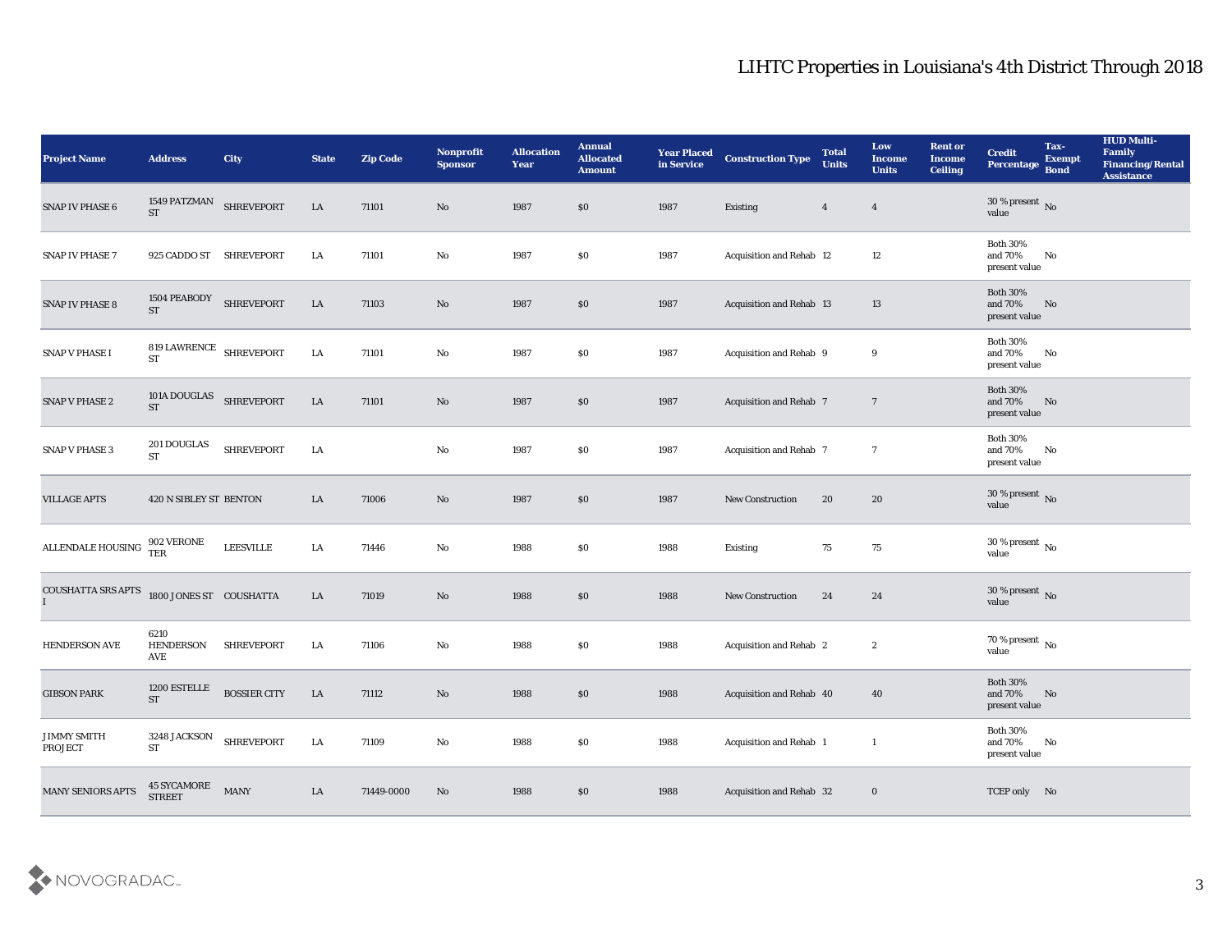## LIHTC Properties in Louisiana's 4th District Through 2018

| Project Name | Address | City | State | Zip Code | Nonprofit Sponsor | Allocation Year | Annual Allocated Amount | Year Placed in Service | Construction Type | Total Units | Low Income Units | Rent or Income Ceiling | Credit Percentage | Tax-Exempt Bond | HUD Multi-Family Financing/Rental Assistance |
|---|---|---|---|---|---|---|---|---|---|---|---|---|---|---|---|
| SNAP IV PHASE 6 | 1549 PATZMAN ST | SHREVEPORT | LA | 71101 | No | 1987 | $0 | 1987 | Existing | 4 | 4 | | 30 % present value | No | |
| SNAP IV PHASE 7 | 925 CADDO ST | SHREVEPORT | LA | 71101 | No | 1987 | $0 | 1987 | Acquisition and Rehab | 12 | 12 | | Both 30% and 70% present value | No | |
| SNAP IV PHASE 8 | 1504 PEABODY ST | SHREVEPORT | LA | 71103 | No | 1987 | $0 | 1987 | Acquisition and Rehab | 13 | 13 | | Both 30% and 70% present value | No | |
| SNAP V PHASE I | 819 LAWRENCE ST | SHREVEPORT | LA | 71101 | No | 1987 | $0 | 1987 | Acquisition and Rehab | 9 | 9 | | Both 30% and 70% present value | No | |
| SNAP V PHASE 2 | 101A DOUGLAS ST | SHREVEPORT | LA | 71101 | No | 1987 | $0 | 1987 | Acquisition and Rehab | 7 | 7 | | Both 30% and 70% present value | No | |
| SNAP V PHASE 3 | 201 DOUGLAS ST | SHREVEPORT | LA | | No | 1987 | $0 | 1987 | Acquisition and Rehab | 7 | 7 | | Both 30% and 70% present value | No | |
| VILLAGE APTS | 420 N SIBLEY ST | BENTON | LA | 71006 | No | 1987 | $0 | 1987 | New Construction | 20 | 20 | | 30 % present value | No | |
| ALLENDALE HOUSING | 902 VERONE TER | LEESVILLE | LA | 71446 | No | 1988 | $0 | 1988 | Existing | 75 | 75 | | 30 % present value | No | |
| COUSHATTA SRS APTS I | 1800 JONES ST | COUSHATTA | LA | 71019 | No | 1988 | $0 | 1988 | New Construction | 24 | 24 | | 30 % present value | No | |
| HENDERSON AVE | 6210 HENDERSON AVE | SHREVEPORT | LA | 71106 | No | 1988 | $0 | 1988 | Acquisition and Rehab | 2 | 2 | | 70 % present value | No | |
| GIBSON PARK | 1200 ESTELLE ST | BOSSIER CITY | LA | 71112 | No | 1988 | $0 | 1988 | Acquisition and Rehab | 40 | 40 | | Both 30% and 70% present value | No | |
| JIMMY SMITH PROJECT | 3248 JACKSON ST | SHREVEPORT | LA | 71109 | No | 1988 | $0 | 1988 | Acquisition and Rehab | 1 | 1 | | Both 30% and 70% present value | No | |
| MANY SENIORS APTS | 45 SYCAMORE STREET | MANY | LA | 71449-0000 | No | 1988 | $0 | 1988 | Acquisition and Rehab | 32 | 0 | | TCEP only | No | |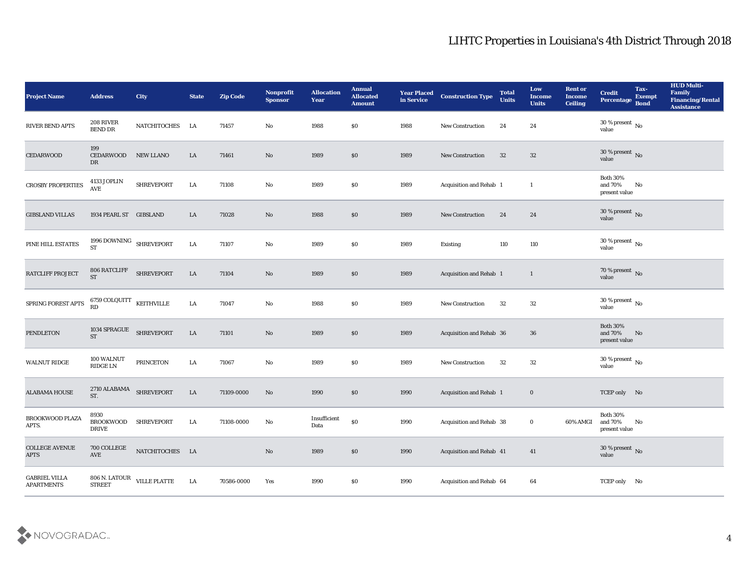# LIHTC Properties in Louisiana's 4th District Through 2018

| Project Name | Address | City | State | Zip Code | Nonprofit Sponsor | Allocation Year | Annual Allocated Amount | Year Placed in Service | Construction Type | Total Units | Low Income Units | Rent or Income Ceiling | Credit Percentage | Tax-Exempt Bond | HUD Multi-Family Financing/Rental Assistance |
|---|---|---|---|---|---|---|---|---|---|---|---|---|---|---|---|
| RIVER BEND APTS | 208 RIVER BEND DR | NATCHITOCHES | LA | 71457 | No | 1988 | $0 | 1988 | New Construction | 24 | 24 | | 30 % present value | No | |
| CEDARWOOD | 199 CEDARWOOD DR | NEW LLANO | LA | 71461 | No | 1989 | $0 | 1989 | New Construction | 32 | 32 | | 30 % present value | No | |
| CROSBY PROPERTIES | 4133 JOPLIN AVE | SHREVEPORT | LA | 71108 | No | 1989 | $0 | 1989 | Acquisition and Rehab | 1 | 1 | | Both 30% and 70% present value | No | |
| GIBSLAND VILLAS | 1934 PEARL ST | GIBSLAND | LA | 71028 | No | 1988 | $0 | 1989 | New Construction | 24 | 24 | | 30 % present value | No | |
| PINE HILL ESTATES | 1996 DOWNING ST | SHREVEPORT | LA | 71107 | No | 1989 | $0 | 1989 | Existing | 110 | 110 | | 30 % present value | No | |
| RATCLIFF PROJECT | 806 RATCLIFF ST | SHREVEPORT | LA | 71104 | No | 1989 | $0 | 1989 | Acquisition and Rehab | 1 | 1 | | 70 % present value | No | |
| SPRING FOREST APTS | 6759 COLQUITT RD | KEITHVILLE | LA | 71047 | No | 1988 | $0 | 1989 | New Construction | 32 | 32 | | 30 % present value | No | |
| PENDLETON | 1034 SPRAGUE ST | SHREVEPORT | LA | 71101 | No | 1989 | $0 | 1989 | Acquisition and Rehab | 36 | 36 | | Both 30% and 70% present value | No | |
| WALNUT RIDGE | 100 WALNUT RIDGE LN | PRINCETON | LA | 71067 | No | 1989 | $0 | 1989 | New Construction | 32 | 32 | | 30 % present value | No | |
| ALABAMA HOUSE | 2710 ALABAMA ST. | SHREVEPORT | LA | 71109-0000 | No | 1990 | $0 | 1990 | Acquisition and Rehab | 1 | 0 | | TCEP only | No | |
| BROOKWOOD PLAZA APTS. | 8930 BROOKWOOD DRIVE | SHREVEPORT | LA | 71108-0000 | No | Insufficient Data | $0 | 1990 | Acquisition and Rehab | 38 | 0 | 60% AMGI | Both 30% and 70% present value | No | |
| COLLEGE AVENUE APTS | 700 COLLEGE AVE | NATCHITOCHES | LA | | No | 1989 | $0 | 1990 | Acquisition and Rehab | 41 | 41 | | 30 % present value | No | |
| GABRIEL VILLA APARTMENTS | 806 N. LATOUR STREET | VILLE PLATTE | LA | 70586-0000 | Yes | 1990 | $0 | 1990 | Acquisition and Rehab | 64 | 64 | | TCEP only | No | |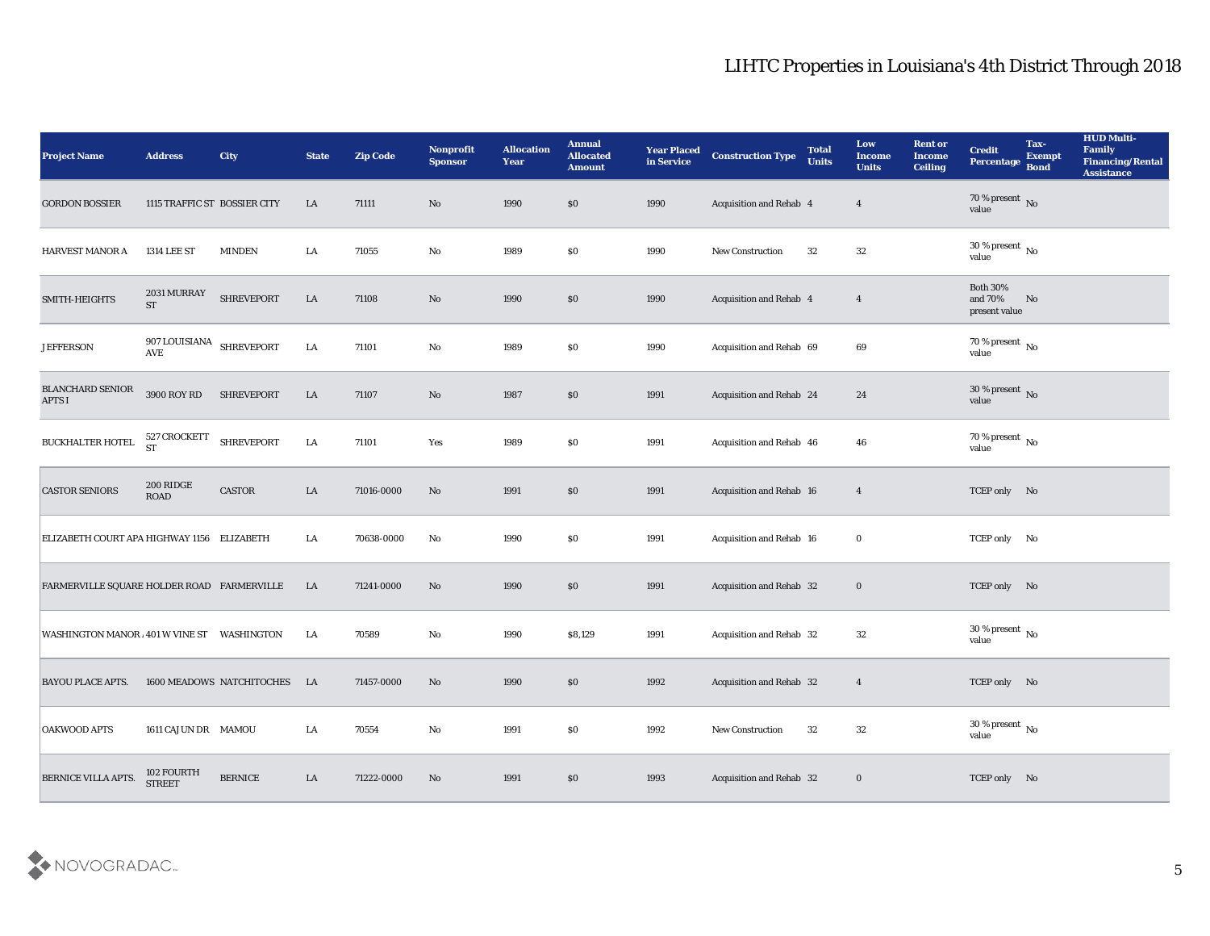## LIHTC Properties in Louisiana's 4th District Through 2018

| Project Name | Address | City | State | Zip Code | Nonprofit Sponsor | Allocation Year | Annual Allocated Amount | Year Placed in Service | Construction Type | Total Units | Low Income Units | Rent or Income Ceiling | Credit Percentage | Tax-Exempt Bond | HUD Multi-Family Financing/Rental Assistance |
|---|---|---|---|---|---|---|---|---|---|---|---|---|---|---|---|
| GORDON BOSSIER | 1115 TRAFFIC ST | BOSSIER CITY | LA | 71111 | No | 1990 | $0 | 1990 | Acquisition and Rehab | 4 | 4 | | 70 % present value | No | |
| HARVEST MANOR A | 1314 LEE ST | MINDEN | LA | 71055 | No | 1989 | $0 | 1990 | New Construction | 32 | 32 | | 30 % present value | No | |
| SMITH-HEIGHTS | 2031 MURRAY ST | SHREVEPORT | LA | 71108 | No | 1990 | $0 | 1990 | Acquisition and Rehab | 4 | 4 | | Both 30% and 70% present value | No | |
| JEFFERSON | 907 LOUISIANA AVE | SHREVEPORT | LA | 71101 | No | 1989 | $0 | 1990 | Acquisition and Rehab | 69 | 69 | | 70 % present value | No | |
| BLANCHARD SENIOR APTS I | 3900 ROY RD | SHREVEPORT | LA | 71107 | No | 1987 | $0 | 1991 | Acquisition and Rehab | 24 | 24 | | 30 % present value | No | |
| BUCKHALTER HOTEL | 527 CROCKETT ST | SHREVEPORT | LA | 71101 | Yes | 1989 | $0 | 1991 | Acquisition and Rehab | 46 | 46 | | 70 % present value | No | |
| CASTOR SENIORS | 200 RIDGE ROAD | CASTOR | LA | 71016-0000 | No | 1991 | $0 | 1991 | Acquisition and Rehab | 16 | 4 | | TCEP only | No | |
| ELIZABETH COURT APA | HIGHWAY 1156 | ELIZABETH | LA | 70638-0000 | No | 1990 | $0 | 1991 | Acquisition and Rehab | 16 | 0 | | TCEP only | No | |
| FARMERVILLE SQUARE | HOLDER ROAD | FARMERVILLE | LA | 71241-0000 | No | 1990 | $0 | 1991 | Acquisition and Rehab | 32 | 0 | | TCEP only | No | |
| WASHINGTON MANOR A | 401 W VINE ST | WASHINGTON | LA | 70589 | No | 1990 | $8,129 | 1991 | Acquisition and Rehab | 32 | 32 | | 30 % present value | No | |
| BAYOU PLACE APTS. | 1600 MEADOWS | NATCHITOCHES | LA | 71457-0000 | No | 1990 | $0 | 1992 | Acquisition and Rehab | 32 | 4 | | TCEP only | No | |
| OAKWOOD APTS | 1611 CAJUN DR | MAMOU | LA | 70554 | No | 1991 | $0 | 1992 | New Construction | 32 | 32 | | 30 % present value | No | |
| BERNICE VILLA APTS. | 102 FOURTH STREET | BERNICE | LA | 71222-0000 | No | 1991 | $0 | 1993 | Acquisition and Rehab | 32 | 0 | | TCEP only | No | |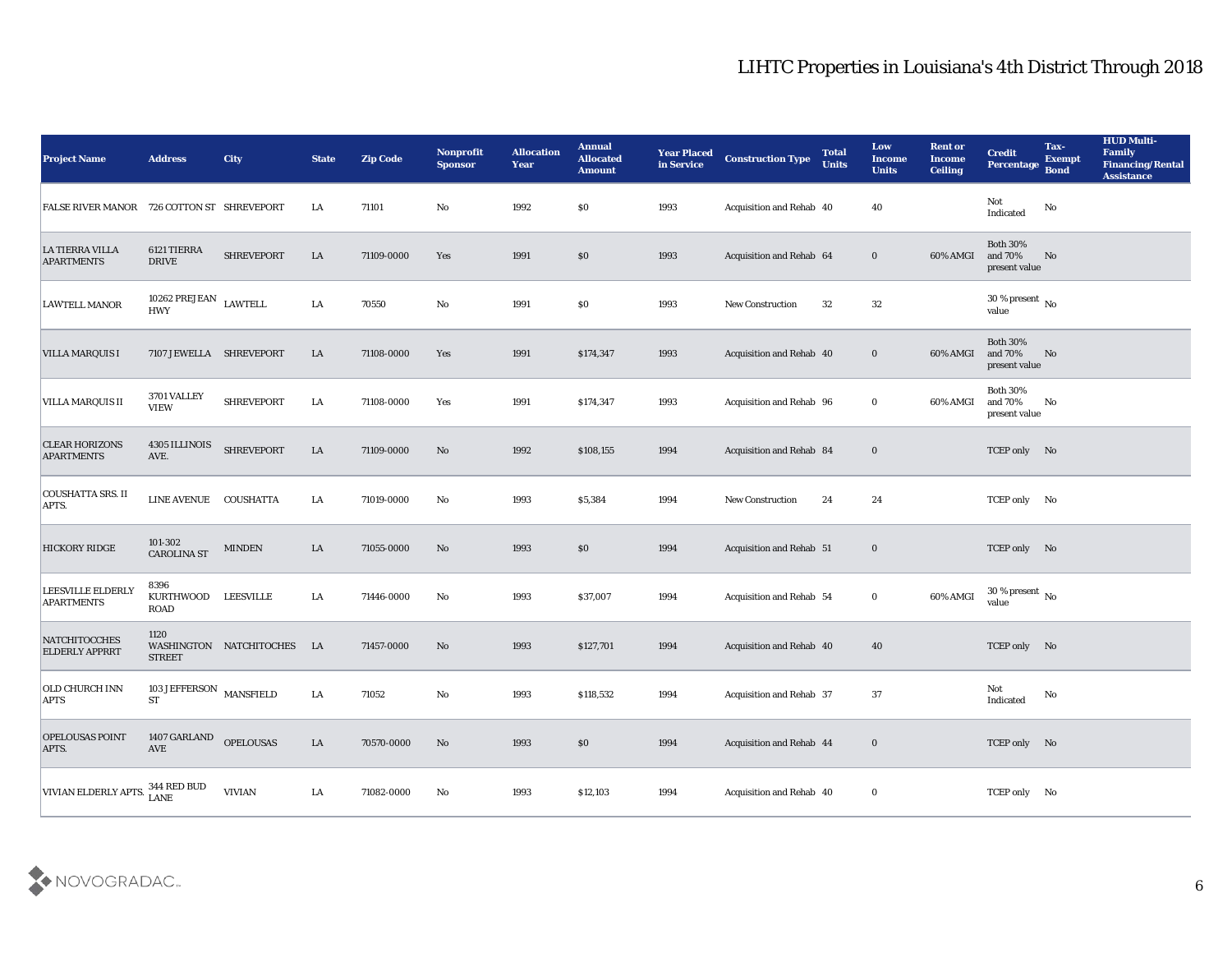# LIHTC Properties in Louisiana's 4th District Through 2018

| Project Name | Address | City | State | Zip Code | Nonprofit Sponsor | Allocation Year | Annual Allocated Amount | Year Placed in Service | Construction Type | Total Units | Low Income Units | Rent or Income Ceiling | Credit Percentage | Tax-Exempt Bond | HUD Multi-Family Financing/Rental Assistance |
|---|---|---|---|---|---|---|---|---|---|---|---|---|---|---|---|
| FALSE RIVER MANOR | 726 COTTON ST | SHREVEPORT | LA | 71101 | No | 1992 | $0 | 1993 | Acquisition and Rehab | 40 | 40 | | Not Indicated | No | |
| LA TIERRA VILLA APARTMENTS | 6121 TIERRA DRIVE | SHREVEPORT | LA | 71109-0000 | Yes | 1991 | $0 | 1993 | Acquisition and Rehab | 64 | 0 | 60% AMGI | Both 30% and 70% present value | No | |
| LAWTELL MANOR | 10262 PREJEAN HWY | LAWTELL | LA | 70550 | No | 1991 | $0 | 1993 | New Construction | 32 | 32 | | 30 % present value | No | |
| VILLA MARQUIS I | 7107 JEWELLA | SHREVEPORT | LA | 71108-0000 | Yes | 1991 | $174,347 | 1993 | Acquisition and Rehab | 40 | 0 | 60% AMGI | Both 30% and 70% present value | No | |
| VILLA MARQUIS II | 3701 VALLEY VIEW | SHREVEPORT | LA | 71108-0000 | Yes | 1991 | $174,347 | 1993 | Acquisition and Rehab | 96 | 0 | 60% AMGI | Both 30% and 70% present value | No | |
| CLEAR HORIZONS APARTMENTS | 4305 ILLINOIS AVE. | SHREVEPORT | LA | 71109-0000 | No | 1992 | $108,155 | 1994 | Acquisition and Rehab | 84 | 0 | | TCEP only | No | |
| COUSHATTA SRS. II APTS. | LINE AVENUE | COUSHATTA | LA | 71019-0000 | No | 1993 | $5,384 | 1994 | New Construction | 24 | 24 | | TCEP only | No | |
| HICKORY RIDGE | 101-302 CAROLINA ST | MINDEN | LA | 71055-0000 | No | 1993 | $0 | 1994 | Acquisition and Rehab | 51 | 0 | | TCEP only | No | |
| LEESVILLE ELDERLY APARTMENTS | 8396 KURTHWOOD ROAD | LEESVILLE | LA | 71446-0000 | No | 1993 | $37,007 | 1994 | Acquisition and Rehab | 54 | 0 | 60% AMGI | 30 % present value | No | |
| NATCHITOCCHES ELDERLY APPRRT | 1120 WASHINGTON STREET | NATCHITOCHES | LA | 71457-0000 | No | 1993 | $127,701 | 1994 | Acquisition and Rehab | 40 | 40 | | TCEP only | No | |
| OLD CHURCH INN APTS | 103 JEFFERSON ST | MANSFIELD | LA | 71052 | No | 1993 | $118,532 | 1994 | Acquisition and Rehab | 37 | 37 | | Not Indicated | No | |
| OPELOUSAS POINT APTS. | 1407 GARLAND AVE | OPELOUSAS | LA | 70570-0000 | No | 1993 | $0 | 1994 | Acquisition and Rehab | 44 | 0 | | TCEP only | No | |
| VIVIAN ELDERLY APTS. | 344 RED BUD LANE | VIVIAN | LA | 71082-0000 | No | 1993 | $12,103 | 1994 | Acquisition and Rehab | 40 | 0 | | TCEP only | No | |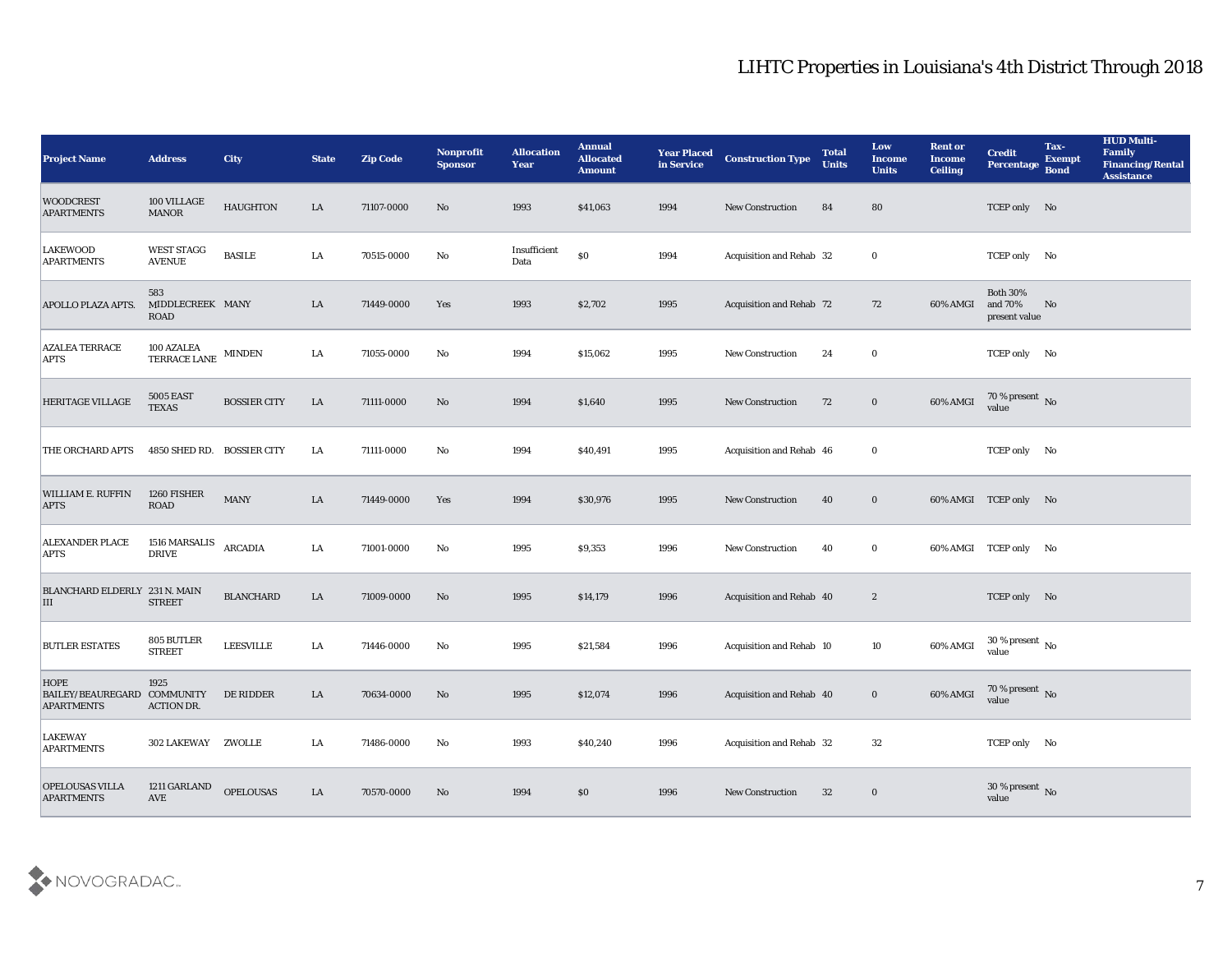# LIHTC Properties in Louisiana's 4th District Through 2018

| Project Name | Address | City | State | Zip Code | Nonprofit Sponsor | Allocation Year | Annual Allocated Amount | Year Placed in Service | Construction Type | Total Units | Low Income Units | Rent or Income Ceiling | Credit Percentage | Tax-Exempt Bond | HUD Multi-Family Financing/Rental Assistance |
|---|---|---|---|---|---|---|---|---|---|---|---|---|---|---|---|
| WOODCREST APARTMENTS | 100 VILLAGE MANOR | HAUGHTON | LA | 71107-0000 | No | 1993 | $41,063 | 1994 | New Construction | 84 | 80 | | TCEP only | No | |
| LAKEWOOD APARTMENTS | WEST STAGG AVENUE | BASILE | LA | 70515-0000 | No | Insufficient Data | $0 | 1994 | Acquisition and Rehab | 32 | 0 | | TCEP only | No | |
| APOLLO PLAZA APTS. | 583 MIDDLECREEK ROAD | MANY | LA | 71449-0000 | Yes | 1993 | $2,702 | 1995 | Acquisition and Rehab | 72 | 72 | 60% AMGI | Both 30% and 70% present value | No | |
| AZALEA TERRACE APTS | 100 AZALEA TERRACE LANE | MINDEN | LA | 71055-0000 | No | 1994 | $15,062 | 1995 | New Construction | 24 | 0 | | TCEP only | No | |
| HERITAGE VILLAGE | 5005 EAST TEXAS | BOSSIER CITY | LA | 71111-0000 | No | 1994 | $1,640 | 1995 | New Construction | 72 | 0 | 60% AMGI | 70 % present value | No | |
| THE ORCHARD APTS | 4850 SHED RD. | BOSSIER CITY | LA | 71111-0000 | No | 1994 | $40,491 | 1995 | Acquisition and Rehab | 46 | 0 | | TCEP only | No | |
| WILLIAM E. RUFFIN APTS | 1260 FISHER ROAD | MANY | LA | 71449-0000 | Yes | 1994 | $30,976 | 1995 | New Construction | 40 | 0 | 60% AMGI | TCEP only | No | |
| ALEXANDER PLACE APTS | 1516 MARSALIS DRIVE | ARCADIA | LA | 71001-0000 | No | 1995 | $9,353 | 1996 | New Construction | 40 | 0 | 60% AMGI | TCEP only | No | |
| BLANCHARD ELDERLY III | 231 N. MAIN STREET | BLANCHARD | LA | 71009-0000 | No | 1995 | $14,179 | 1996 | Acquisition and Rehab | 40 | 2 | | TCEP only | No | |
| BUTLER ESTATES | 805 BUTLER STREET | LEESVILLE | LA | 71446-0000 | No | 1995 | $21,584 | 1996 | Acquisition and Rehab | 10 | 10 | 60% AMGI | 30 % present value | No | |
| HOPE BAILEY/BEAUREGARD APARTMENTS | 1925 COMMUNITY ACTION DR. | DE RIDDER | LA | 70634-0000 | No | 1995 | $12,074 | 1996 | Acquisition and Rehab | 40 | 0 | 60% AMGI | 70 % present value | No | |
| LAKEWAY APARTMENTS | 302 LAKEWAY | ZWOLLE | LA | 71486-0000 | No | 1993 | $40,240 | 1996 | Acquisition and Rehab | 32 | 32 | | TCEP only | No | |
| OPELOUSAS VILLA APARTMENTS | 1211 GARLAND AVE | OPELOUSAS | LA | 70570-0000 | No | 1994 | $0 | 1996 | New Construction | 32 | 0 | | 30 % present value | No | |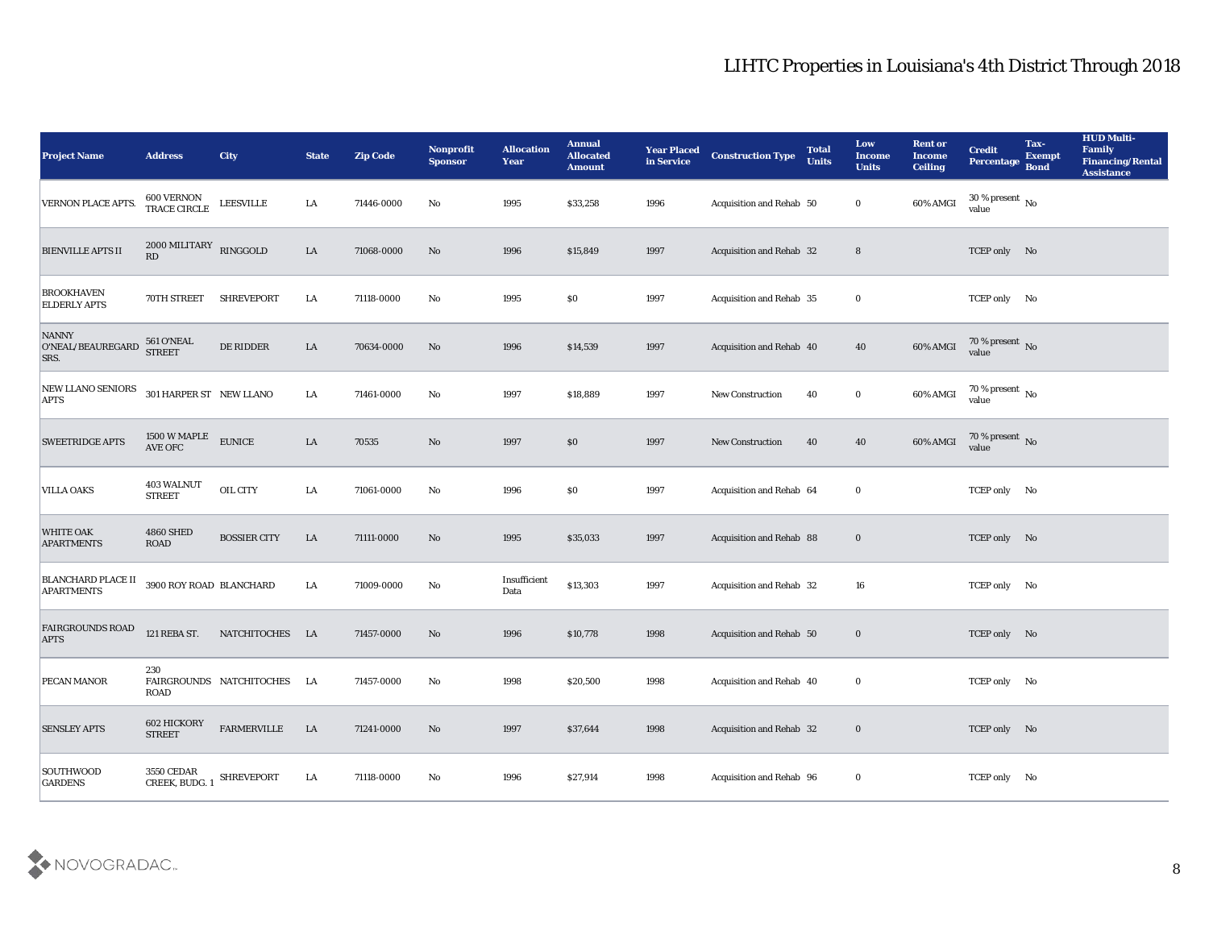# LIHTC Properties in Louisiana's 4th District Through 2018

| Project Name | Address | City | State | Zip Code | Nonprofit Sponsor | Allocation Year | Annual Allocated Amount | Year Placed in Service | Construction Type | Total Units | Low Income Units | Rent or Income Ceiling | Credit Percentage | Tax-Exempt Bond | HUD Multi-Family Financing/Rental Assistance |
|---|---|---|---|---|---|---|---|---|---|---|---|---|---|---|---|
| VERNON PLACE APTS. | 600 VERNON TRACE CIRCLE | LEESVILLE | LA | 71446-0000 | No | 1995 | $33,258 | 1996 | Acquisition and Rehab | 50 | 0 | 60% AMGI | 30 % present value | No | |
| BIENVILLE APTS II | 2000 MILITARY RD | RINGGOLD | LA | 71068-0000 | No | 1996 | $15,849 | 1997 | Acquisition and Rehab | 32 | 8 | | TCEP only | No | |
| BROOKHAVEN ELDERLY APTS | 70TH STREET | SHREVEPORT | LA | 71118-0000 | No | 1995 | $0 | 1997 | Acquisition and Rehab | 35 | 0 | | TCEP only | No | |
| NANNY O'NEAL/BEAUREGARD SRS. | 561 O'NEAL STREET | DE RIDDER | LA | 70634-0000 | No | 1996 | $14,539 | 1997 | Acquisition and Rehab | 40 | 40 | 60% AMGI | 70 % present value | No | |
| NEW LLANO SENIORS APTS | 301 HARPER ST | NEW LLANO | LA | 71461-0000 | No | 1997 | $18,889 | 1997 | New Construction | 40 | 0 | 60% AMGI | 70 % present value | No | |
| SWEETRIDGE APTS | 1500 W MAPLE AVE OFC | EUNICE | LA | 70535 | No | 1997 | $0 | 1997 | New Construction | 40 | 40 | 60% AMGI | 70 % present value | No | |
| VILLA OAKS | 403 WALNUT STREET | OIL CITY | LA | 71061-0000 | No | 1996 | $0 | 1997 | Acquisition and Rehab | 64 | 0 | | TCEP only | No | |
| WHITE OAK APARTMENTS | 4860 SHED ROAD | BOSSIER CITY | LA | 71111-0000 | No | 1995 | $35,033 | 1997 | Acquisition and Rehab | 88 | 0 | | TCEP only | No | |
| BLANCHARD PLACE II APARTMENTS | 3900 ROY ROAD | BLANCHARD | LA | 71009-0000 | No | Insufficient Data | $13,303 | 1997 | Acquisition and Rehab | 32 | 16 | | TCEP only | No | |
| FAIRGROUNDS ROAD APTS | 121 REBA ST. | NATCHITOCHES | LA | 71457-0000 | No | 1996 | $10,778 | 1998 | Acquisition and Rehab | 50 | 0 | | TCEP only | No | |
| PECAN MANOR | 230 FAIRGROUNDS ROAD | NATCHITOCHES | LA | 71457-0000 | No | 1998 | $20,500 | 1998 | Acquisition and Rehab | 40 | 0 | | TCEP only | No | |
| SENSLEY APTS | 602 HICKORY STREET | FARMERVILLE | LA | 71241-0000 | No | 1997 | $37,644 | 1998 | Acquisition and Rehab | 32 | 0 | | TCEP only | No | |
| SOUTHWOOD GARDENS | 3550 CEDAR CREEK, BUDG. 1 | SHREVEPORT | LA | 71118-0000 | No | 1996 | $27,914 | 1998 | Acquisition and Rehab | 96 | 0 | | TCEP only | No | |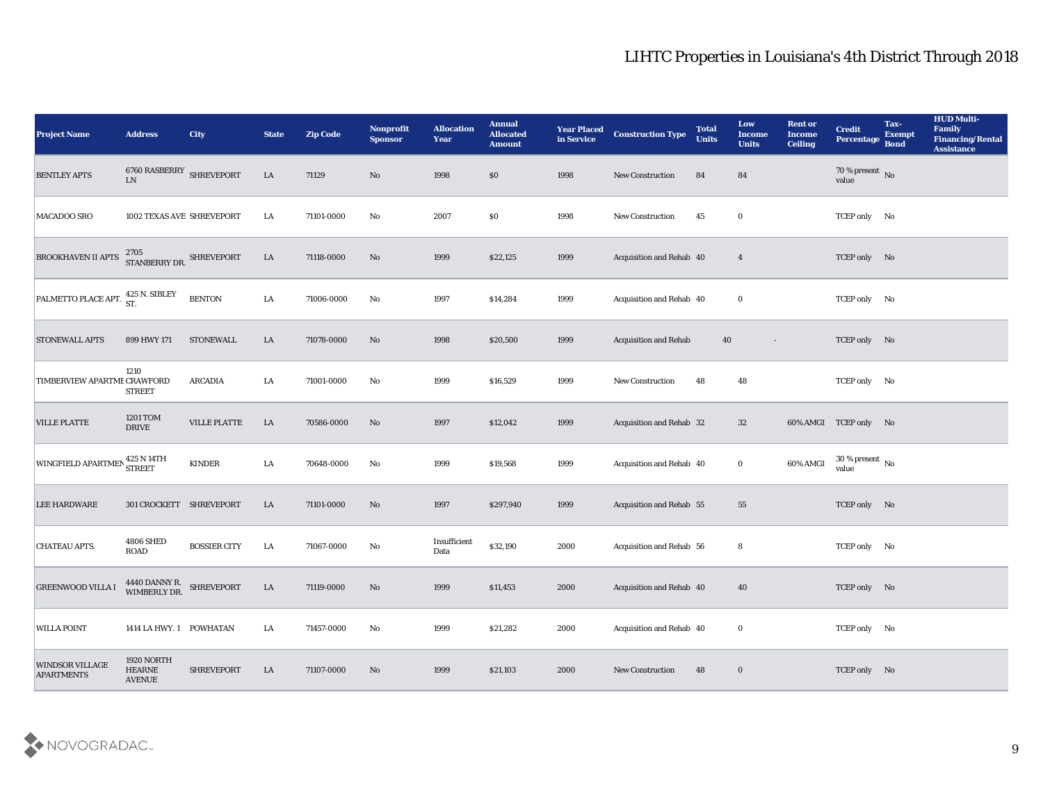# LIHTC Properties in Louisiana's 4th District Through 2018

| Project Name | Address | City | State | Zip Code | Nonprofit Sponsor | Allocation Year | Annual Allocated Amount | Year Placed in Service | Construction Type | Total Units | Low Income Units | Rent or Income Ceiling | Credit Percentage | Tax-Exempt Bond | HUD Multi-Family Financing/Rental Assistance |
|---|---|---|---|---|---|---|---|---|---|---|---|---|---|---|---|
| BENTLEY APTS | 6760 RASBERRY LN | SHREVEPORT | LA | 71129 | No | 1998 | $0 | 1998 | New Construction | 84 | 84 | | 70 % present value | No | |
| MACADOO SRO | 1002 TEXAS AVE | SHREVEPORT | LA | 71101-0000 | No | 2007 | $0 | 1998 | New Construction | 45 | 0 | | TCEP only | No | |
| BROOKHAVEN II APTS | 2705 STANBERRY DR. | SHREVEPORT | LA | 71118-0000 | No | 1999 | $22,125 | 1999 | Acquisition and Rehab | 40 | 4 | | TCEP only | No | |
| PALMETTO PLACE APT. | 425 N. SIBLEY ST. | BENTON | LA | 71006-0000 | No | 1997 | $14,284 | 1999 | Acquisition and Rehab | 40 | 0 | | TCEP only | No | |
| STONEWALL APTS | 899 HWY 171 | STONEWALL | LA | 71078-0000 | No | 1998 | $20,500 | 1999 | Acquisition and Rehab | 40 | - | | TCEP only | No | |
| TIMBERVIEW APARTME | 1210 CRAWFORD STREET | ARCADIA | LA | 71001-0000 | No | 1999 | $16,529 | 1999 | New Construction | 48 | 48 | | TCEP only | No | |
| VILLE PLATTE | 1201 TOM DRIVE | VILLE PLATTE | LA | 70586-0000 | No | 1997 | $12,042 | 1999 | Acquisition and Rehab | 32 | 32 | 60% AMGI | TCEP only | No | |
| WINGFIELD APARTMEN | 425 N 14TH STREET | KINDER | LA | 70648-0000 | No | 1999 | $19,568 | 1999 | Acquisition and Rehab | 40 | 0 | 60% AMGI | 30 % present value | No | |
| LEE HARDWARE | 301 CROCKETT | SHREVEPORT | LA | 71101-0000 | No | 1997 | $297,940 | 1999 | Acquisition and Rehab | 55 | 55 | | TCEP only | No | |
| CHATEAU APTS. | 4806 SHED ROAD | BOSSIER CITY | LA | 71067-0000 | No | Insufficient Data | $32,190 | 2000 | Acquisition and Rehab | 56 | 8 | | TCEP only | No | |
| GREENWOOD VILLA I | 4440 DANNY R. WIMBERLY DR. | SHREVEPORT | LA | 71119-0000 | No | 1999 | $11,453 | 2000 | Acquisition and Rehab | 40 | 40 | | TCEP only | No | |
| WILLA POINT | 1414 LA HWY. 1 | POWHATAN | LA | 71457-0000 | No | 1999 | $21,282 | 2000 | Acquisition and Rehab | 40 | 0 | | TCEP only | No | |
| WINDSOR VILLAGE APARTMENTS | 1920 NORTH HEARNE AVENUE | SHREVEPORT | LA | 71107-0000 | No | 1999 | $21,103 | 2000 | New Construction | 48 | 0 | | TCEP only | No | |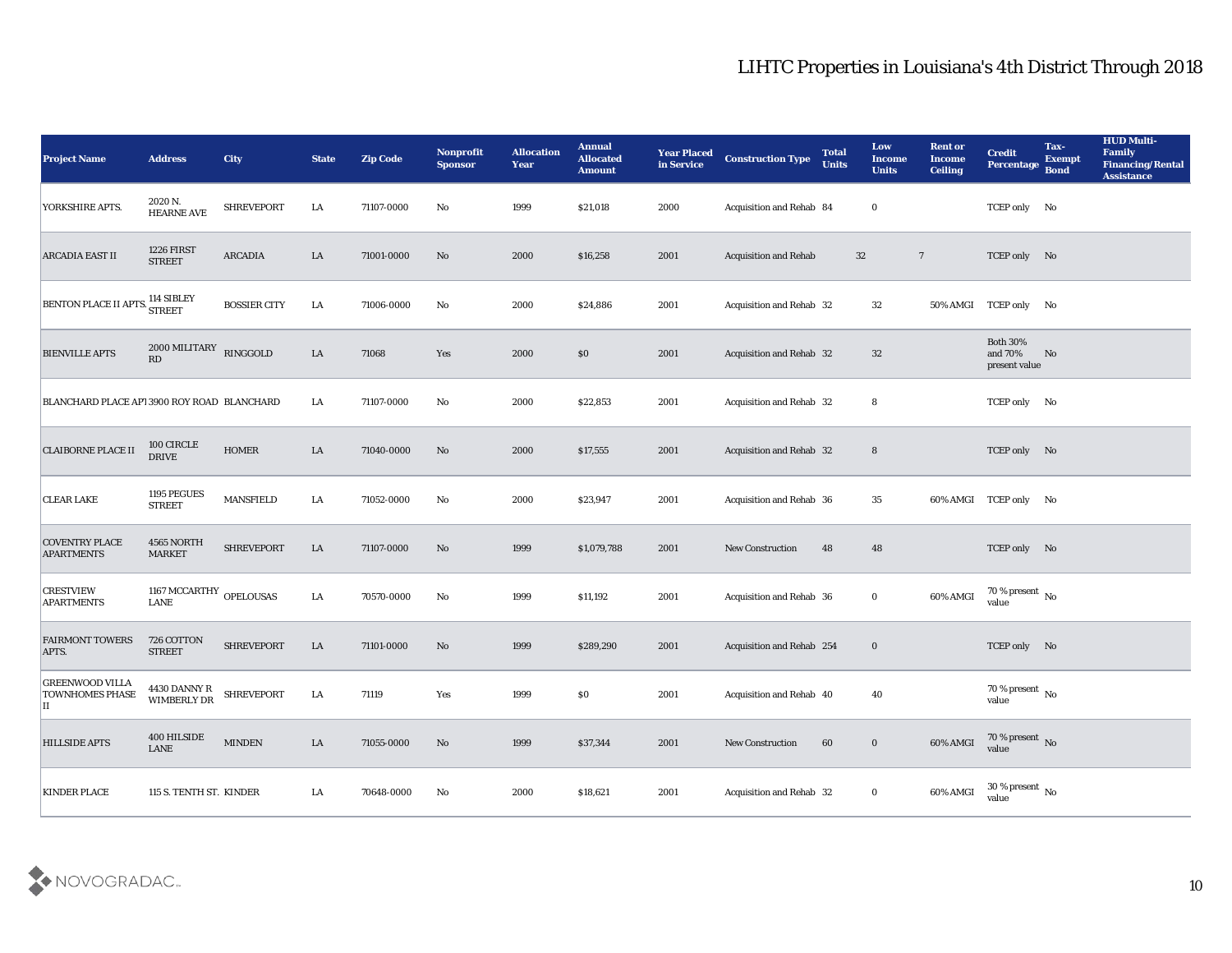| Project Name | Address | City | State | Zip Code | Nonprofit Sponsor | Allocation Year | Annual Allocated Amount | Year Placed in Service | Construction Type | Total Units | Low Income Units | Rent or Income Ceiling | Credit Percentage | Tax-Exempt Bond | HUD Multi-Family Financing/Rental Assistance |
|---|---|---|---|---|---|---|---|---|---|---|---|---|---|---|---|
| YORKSHIRE APTS. | 2020 N. HEARNE AVE | SHREVEPORT | LA | 71107-0000 | No | 1999 | $21,018 | 2000 | Acquisition and Rehab | 84 | 0 | | TCEP only | No | |
| ARCADIA EAST II | 1226 FIRST STREET | ARCADIA | LA | 71001-0000 | No | 2000 | $16,258 | 2001 | Acquisition and Rehab | 32 | 7 | | TCEP only | No | |
| BENTON PLACE II APTS. | 114 SIBLEY STREET | BOSSIER CITY | LA | 71006-0000 | No | 2000 | $24,886 | 2001 | Acquisition and Rehab | 32 | 32 | 50% AMGI | TCEP only | No | |
| BIENVILLE APTS | 2000 MILITARY RD | RINGGOLD | LA | 71068 | Yes | 2000 | $0 | 2001 | Acquisition and Rehab | 32 | 32 | | Both 30% and 70% present value | No | |
| BLANCHARD PLACE APT | 3900 ROY ROAD | BLANCHARD | LA | 71107-0000 | No | 2000 | $22,853 | 2001 | Acquisition and Rehab | 32 | 8 | | TCEP only | No | |
| CLAIBORNE PLACE II | 100 CIRCLE DRIVE | HOMER | LA | 71040-0000 | No | 2000 | $17,555 | 2001 | Acquisition and Rehab | 32 | 8 | | TCEP only | No | |
| CLEAR LAKE | 1195 PEGUES STREET | MANSFIELD | LA | 71052-0000 | No | 2000 | $23,947 | 2001 | Acquisition and Rehab | 36 | 35 | 60% AMGI | TCEP only | No | |
| COVENTRY PLACE APARTMENTS | 4565 NORTH MARKET | SHREVEPORT | LA | 71107-0000 | No | 1999 | $1,079,788 | 2001 | New Construction | 48 | 48 | | TCEP only | No | |
| CRESTVIEW APARTMENTS | 1167 MCCARTHY LANE | OPELOUSAS | LA | 70570-0000 | No | 1999 | $11,192 | 2001 | Acquisition and Rehab | 36 | 0 | 60% AMGI | 70 % present value | No | |
| FAIRMONT TOWERS APTS. | 726 COTTON STREET | SHREVEPORT | LA | 71101-0000 | No | 1999 | $289,290 | 2001 | Acquisition and Rehab | 254 | 0 | | TCEP only | No | |
| GREENWOOD VILLA TOWNHOMES PHASE II | 4430 DANNY R WIMBERLY DR | SHREVEPORT | LA | 71119 | Yes | 1999 | $0 | 2001 | Acquisition and Rehab | 40 | 40 | | 70 % present value | No | |
| HILLSIDE APTS | 400 HILSIDE LANE | MINDEN | LA | 71055-0000 | No | 1999 | $37,344 | 2001 | New Construction | 60 | 0 | 60% AMGI | 70 % present value | No | |
| KINDER PLACE | 115 S. TENTH ST. | KINDER | LA | 70648-0000 | No | 2000 | $18,621 | 2001 | Acquisition and Rehab | 32 | 0 | 60% AMGI | 30 % present value | No | |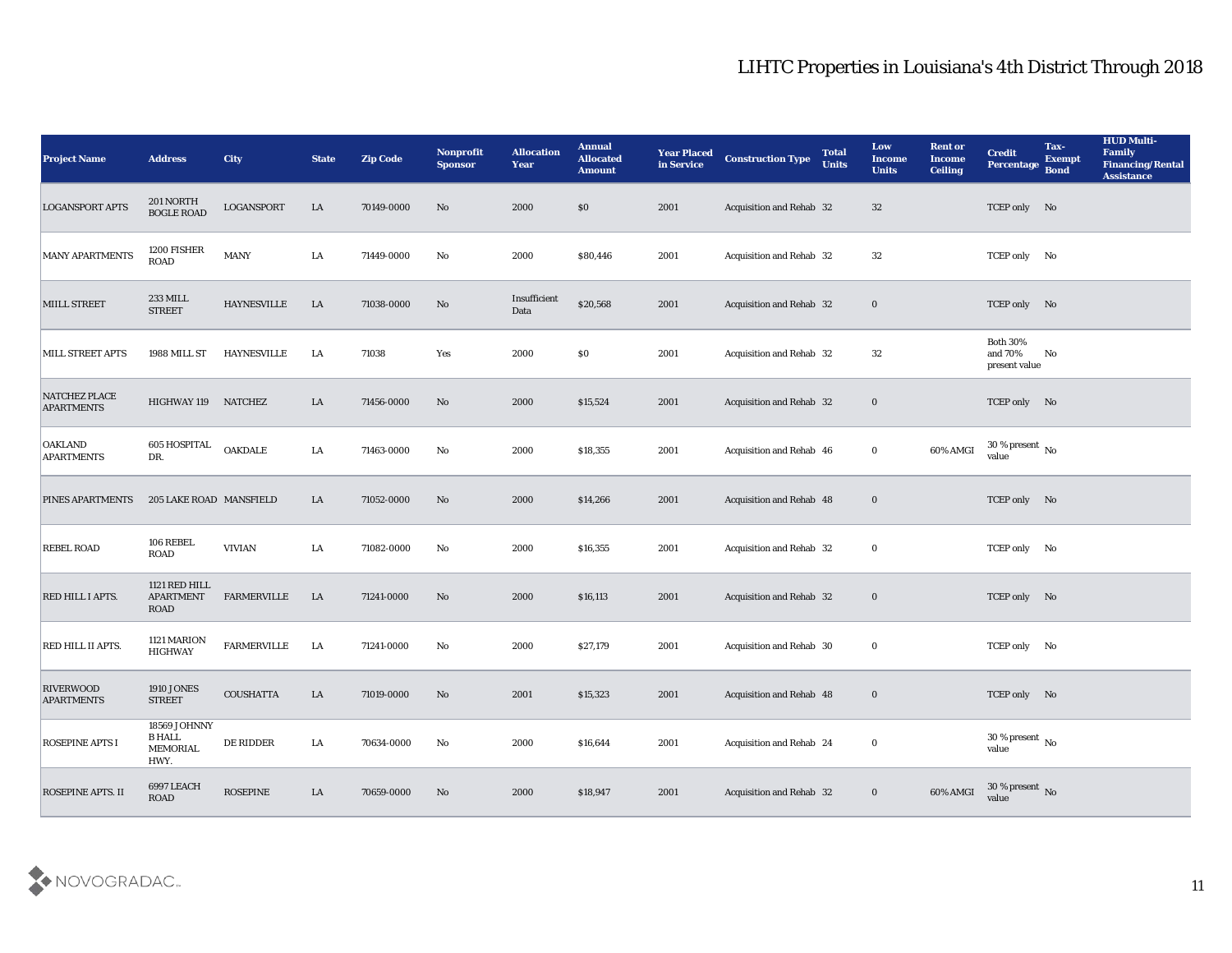# LIHTC Properties in Louisiana's 4th District Through 2018

| Project Name | Address | City | State | Zip Code | Nonprofit Sponsor | Allocation Year | Annual Allocated Amount | Year Placed in Service | Construction Type | Total Units | Low Income Units | Rent or Income Ceiling | Credit Percentage | Tax-Exempt Bond | HUD Multi-Family Financing/Rental Assistance |
|---|---|---|---|---|---|---|---|---|---|---|---|---|---|---|---|
| LOGANSPORT APTS | 201 NORTH BOGLE ROAD | LOGANSPORT | LA | 70149-0000 | No | 2000 | $0 | 2001 | Acquisition and Rehab | 32 | 32 | | TCEP only | No | |
| MANY APARTMENTS | 1200 FISHER ROAD | MANY | LA | 71449-0000 | No | 2000 | $80,446 | 2001 | Acquisition and Rehab | 32 | 32 | | TCEP only | No | |
| MIILL STREET | 233 MILL STREET | HAYNESVILLE | LA | 71038-0000 | No | Insufficient Data | $20,568 | 2001 | Acquisition and Rehab | 32 | 0 | | TCEP only | No | |
| MILL STREET APTS | 1988 MILL ST | HAYNESVILLE | LA | 71038 | Yes | 2000 | $0 | 2001 | Acquisition and Rehab | 32 | 32 | | Both 30% and 70% present value | No | |
| NATCHEZ PLACE APARTMENTS | HIGHWAY 119 | NATCHEZ | LA | 71456-0000 | No | 2000 | $15,524 | 2001 | Acquisition and Rehab | 32 | 0 | | TCEP only | No | |
| OAKLAND APARTMENTS | 605 HOSPITAL DR. | OAKDALE | LA | 71463-0000 | No | 2000 | $18,355 | 2001 | Acquisition and Rehab | 46 | 0 | 60% AMGI | 30 % present value | No | |
| PINES APARTMENTS | 205 LAKE ROAD | MANSFIELD | LA | 71052-0000 | No | 2000 | $14,266 | 2001 | Acquisition and Rehab | 48 | 0 | | TCEP only | No | |
| REBEL ROAD | 106 REBEL ROAD | VIVIAN | LA | 71082-0000 | No | 2000 | $16,355 | 2001 | Acquisition and Rehab | 32 | 0 | | TCEP only | No | |
| RED HILL I APTS. | 1121 RED HILL APARTMENT ROAD | FARMERVILLE | LA | 71241-0000 | No | 2000 | $16,113 | 2001 | Acquisition and Rehab | 32 | 0 | | TCEP only | No | |
| RED HILL II APTS. | 1121 MARION HIGHWAY | FARMERVILLE | LA | 71241-0000 | No | 2000 | $27,179 | 2001 | Acquisition and Rehab | 30 | 0 | | TCEP only | No | |
| RIVERWOOD APARTMENTS | 1910 JONES STREET | COUSHATTA | LA | 71019-0000 | No | 2001 | $15,323 | 2001 | Acquisition and Rehab | 48 | 0 | | TCEP only | No | |
| ROSEPINE APTS I | 18569 JOHNNY B HALL MEMORIAL HWY. | DE RIDDER | LA | 70634-0000 | No | 2000 | $16,644 | 2001 | Acquisition and Rehab | 24 | 0 | | 30 % present value | No | |
| ROSEPINE APTS. II | 6997 LEACH ROAD | ROSEPINE | LA | 70659-0000 | No | 2000 | $18,947 | 2001 | Acquisition and Rehab | 32 | 0 | 60% AMGI | 30 % present value | No | |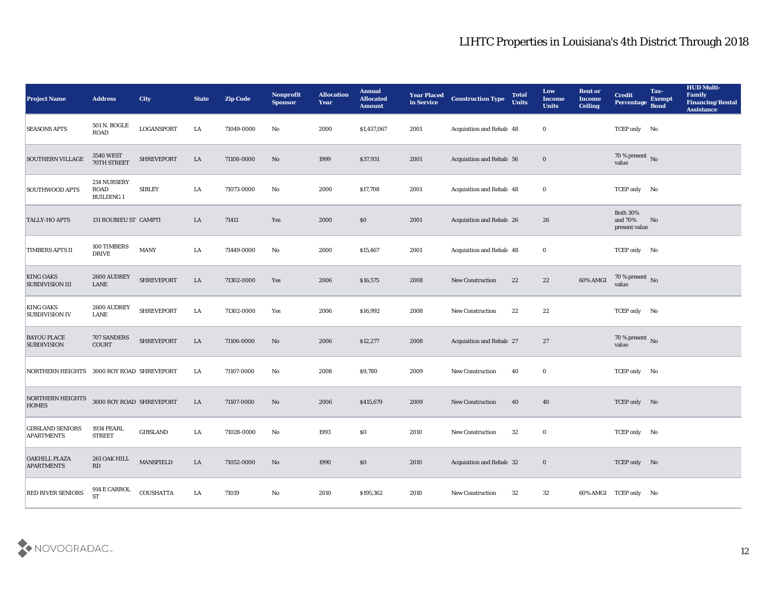# LIHTC Properties in Louisiana's 4th District Through 2018

| Project Name | Address | City | State | Zip Code | Nonprofit Sponsor | Allocation Year | Annual Allocated Amount | Year Placed in Service | Construction Type | Total Units | Low Income Units | Rent or Income Ceiling | Credit Percentage | Tax-Exempt Bond | HUD Multi-Family Financing/Rental Assistance |
|---|---|---|---|---|---|---|---|---|---|---|---|---|---|---|---|
| SEASONS APTS | 501 N. BOGLE ROAD | LOGANSPORT | LA | 71049-0000 | No | 2000 | $1,457,067 | 2001 | Acquisition and Rehab | 48 | 0 | | TCEP only | No | |
| SOUTHERN VILLAGE | 3540 WEST 70TH STREET | SHREVEPORT | LA | 71108-0000 | No | 1999 | $37,931 | 2001 | Acquisition and Rehab | 56 | 0 | | 70 % present value | No | |
| SOUTHWOOD APTS | 214 NURSERY ROAD BUILDING 1 | SIBLEY | LA | 71073-0000 | No | 2000 | $17,708 | 2001 | Acquisition and Rehab | 48 | 0 | | TCEP only | No | |
| TALLY-HO APTS | 131 ROUBIEU ST | CAMPTI | LA | 71411 | Yes | 2000 | $0 | 2001 | Acquisition and Rehab | 26 | 26 | | Both 30% and 70% present value | No | |
| TIMBERS APTS II | 100 TIMBERS DRIVE | MANY | LA | 71449-0000 | No | 2000 | $15,467 | 2001 | Acquisition and Rehab | 48 | 0 | | TCEP only | No | |
| KING OAKS SUBDIVISION III | 2600 AUDREY LANE | SHREVEPORT | LA | 71302-0000 | Yes | 2006 | $16,575 | 2008 | New Construction | 22 | 22 | 60% AMGI | 70 % present value | No | |
| KING OAKS SUBDIVISION IV | 2600 AUDREY LANE | SHREVEPORT | LA | 71302-0000 | Yes | 2006 | $16,992 | 2008 | New Construction | 22 | 22 | | TCEP only | No | |
| BAYOU PLACE SUBDIVISION | 707 SANDERS COURT | SHREVEPORT | LA | 71106-0000 | No | 2006 | $12,277 | 2008 | Acquisition and Rehab | 27 | 27 | | 70 % present value | No | |
| NORTHERN HEIGHTS | 3000 ROY ROAD | SHREVEPORT | LA | 71107-0000 | No | 2008 | $9,780 | 2009 | New Construction | 40 | 0 | | TCEP only | No | |
| NORTHERN HEIGHTS HOMES | 3000 ROY ROAD | SHREVEPORT | LA | 71107-0000 | No | 2006 | $415,679 | 2009 | New Construction | 40 | 40 | | TCEP only | No | |
| GIBSLAND SENIORS APARTMENTS | 1934 PEARL STREET | GIBSLAND | LA | 71028-0000 | No | 1993 | $0 | 2010 | New Construction | 32 | 0 | | TCEP only | No | |
| OAKHILL PLAZA APARTMENTS | 261 OAK HILL RD | MANSFIELD | LA | 71052-0000 | No | 1990 | $0 | 2010 | Acquisition and Rehab | 32 | 0 | | TCEP only | No | |
| RED RIVER SENIORS | 914 E CARROL ST | COUSHATTA | LA | 71019 | No | 2010 | $195,362 | 2010 | New Construction | 32 | 32 | 60% AMGI | TCEP only | No | |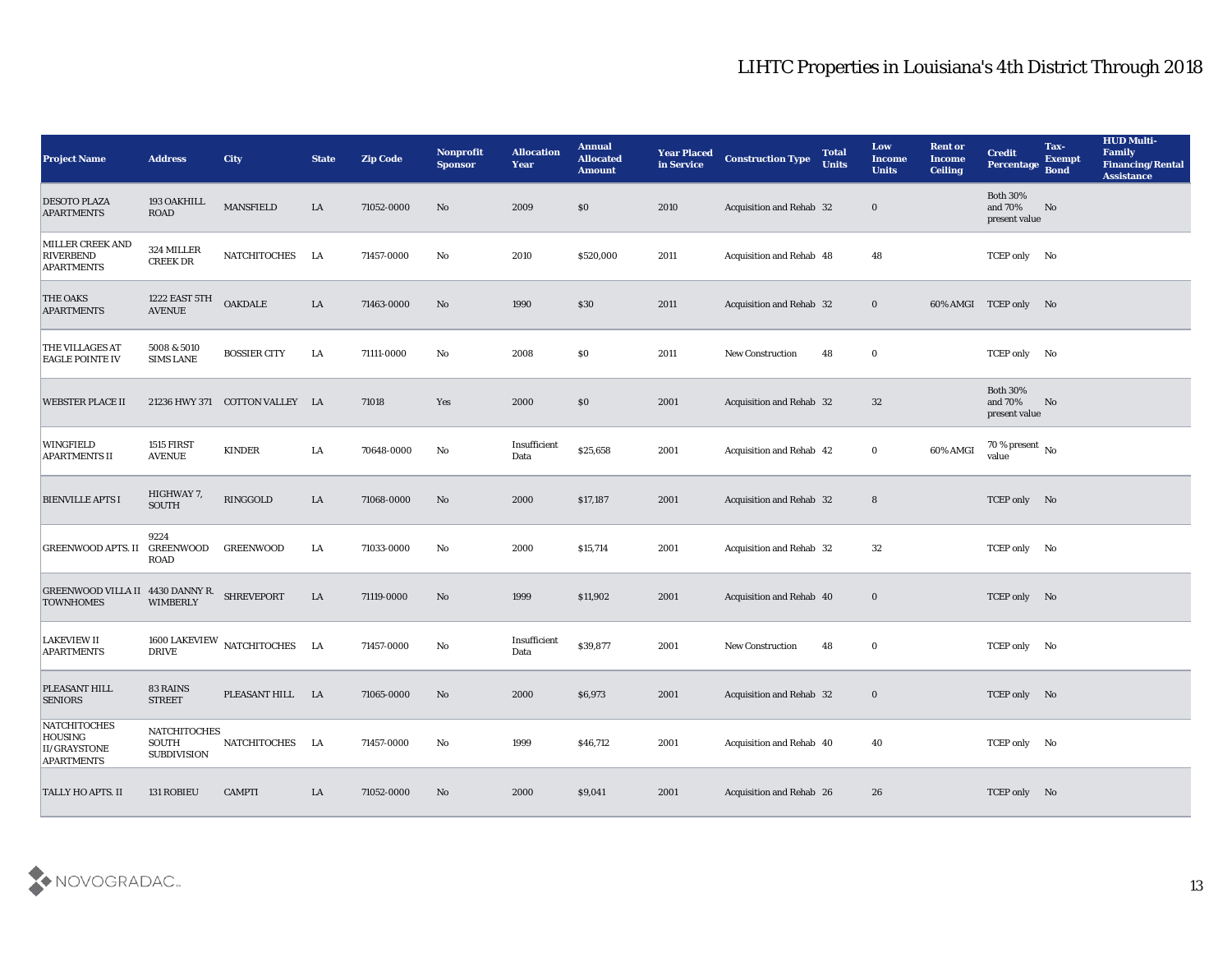# LIHTC Properties in Louisiana's 4th District Through 2018

| Project Name | Address | City | State | Zip Code | Nonprofit Sponsor | Allocation Year | Annual Allocated Amount | Year Placed in Service | Construction Type | Total Units | Low Income Units | Rent or Income Ceiling | Credit Percentage | Tax-Exempt Bond | HUD Multi-Family Financing/Rental Assistance |
|---|---|---|---|---|---|---|---|---|---|---|---|---|---|---|---|
| DESOTO PLAZA APARTMENTS | 193 OAKHILL ROAD | MANSFIELD | LA | 71052-0000 | No | 2009 | $0 | 2010 | Acquisition and Rehab | 32 | 0 | | Both 30% and 70% present value | No | |
| MILLER CREEK AND RIVERBEND APARTMENTS | 324 MILLER CREEK DR | NATCHITOCHES | LA | 71457-0000 | No | 2010 | $520,000 | 2011 | Acquisition and Rehab | 48 | 48 | | TCEP only | No | |
| THE OAKS APARTMENTS | 1222 EAST 5TH AVENUE | OAKDALE | LA | 71463-0000 | No | 1990 | $30 | 2011 | Acquisition and Rehab | 32 | 0 | 60% AMGI | TCEP only | No | |
| THE VILLAGES AT EAGLE POINTE IV | 5008 & 5010 SIMS LANE | BOSSIER CITY | LA | 71111-0000 | No | 2008 | $0 | 2011 | New Construction | 48 | 0 | | TCEP only | No | |
| WEBSTER PLACE II | 21236 HWY 371 | COTTON VALLEY | LA | 71018 | Yes | 2000 | $0 | 2001 | Acquisition and Rehab | 32 | 32 | | Both 30% and 70% present value | No | |
| WINGFIELD APARTMENTS II | 1515 FIRST AVENUE | KINDER | LA | 70648-0000 | No | Insufficient Data | $25,658 | 2001 | Acquisition and Rehab | 42 | 0 | 60% AMGI | 70 % present value | No | |
| BIENVILLE APTS I | HIGHWAY 7, SOUTH | RINGGOLD | LA | 71068-0000 | No | 2000 | $17,187 | 2001 | Acquisition and Rehab | 32 | 8 | | TCEP only | No | |
| GREENWOOD APTS. II | 9224 GREENWOOD ROAD | GREENWOOD | LA | 71033-0000 | No | 2000 | $15,714 | 2001 | Acquisition and Rehab | 32 | 32 | | TCEP only | No | |
| GREENWOOD VILLA II TOWNHOMES | 4430 DANNY R. WIMBERLY | SHREVEPORT | LA | 71119-0000 | No | 1999 | $11,902 | 2001 | Acquisition and Rehab | 40 | 0 | | TCEP only | No | |
| LAKEVIEW II APARTMENTS | 1600 LAKEVIEW DRIVE | NATCHITOCHES | LA | 71457-0000 | No | Insufficient Data | $39,877 | 2001 | New Construction | 48 | 0 | | TCEP only | No | |
| PLEASANT HILL SENIORS | 83 RAINS STREET | PLEASANT HILL | LA | 71065-0000 | No | 2000 | $6,973 | 2001 | Acquisition and Rehab | 32 | 0 | | TCEP only | No | |
| NATCHITOCHES HOUSING II/GRAYSTONE APARTMENTS | NATCHITOCHES SOUTH SUBDIVISION | NATCHITOCHES | LA | 71457-0000 | No | 1999 | $46,712 | 2001 | Acquisition and Rehab | 40 | 40 | | TCEP only | No | |
| TALLY HO APTS. II | 131 ROBIEU | CAMPTI | LA | 71052-0000 | No | 2000 | $9,041 | 2001 | Acquisition and Rehab | 26 | 26 | | TCEP only | No | |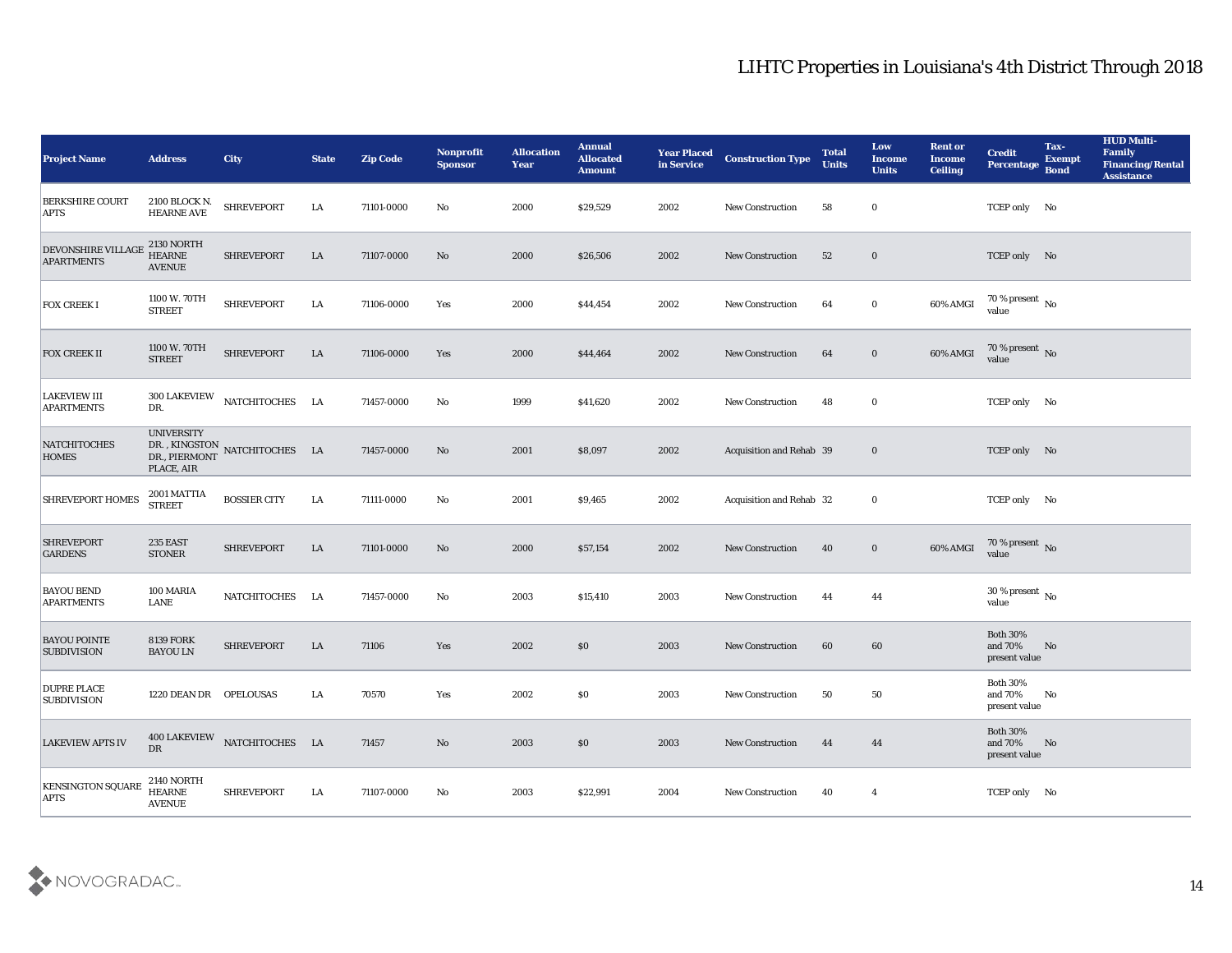# LIHTC Properties in Louisiana's 4th District Through 2018

| Project Name | Address | City | State | Zip Code | Nonprofit Sponsor | Allocation Year | Annual Allocated Amount | Year Placed in Service | Construction Type | Total Units | Low Income Units | Rent or Income Ceiling | Credit Percentage | Tax-Exempt Bond | HUD Multi-Family Financing/Rental Assistance |
|---|---|---|---|---|---|---|---|---|---|---|---|---|---|---|---|
| BERKSHIRE COURT APTS | 2100 BLOCK N. HEARNE AVE | SHREVEPORT | LA | 71101-0000 | No | 2000 | $29,529 | 2002 | New Construction | 58 | 0 | | TCEP only | No | |
| DEVONSHIRE VILLAGE APARTMENTS | 2130 NORTH HEARNE AVENUE | SHREVEPORT | LA | 71107-0000 | No | 2000 | $26,506 | 2002 | New Construction | 52 | 0 | | TCEP only | No | |
| FOX CREEK I | 1100 W. 70TH STREET | SHREVEPORT | LA | 71106-0000 | Yes | 2000 | $44,454 | 2002 | New Construction | 64 | 0 | 60% AMGI | 70 % present value | No | |
| FOX CREEK II | 1100 W. 70TH STREET | SHREVEPORT | LA | 71106-0000 | Yes | 2000 | $44,464 | 2002 | New Construction | 64 | 0 | 60% AMGI | 70 % present value | No | |
| LAKEVIEW III APARTMENTS | 300 LAKEVIEW DR. | NATCHITOCHES | LA | 71457-0000 | No | 1999 | $41,620 | 2002 | New Construction | 48 | 0 | | TCEP only | No | |
| NATCHITOCHES HOMES | UNIVERSITY DR. , KINGSTON DR., PIERMONT PLACE, AIR | NATCHITOCHES | LA | 71457-0000 | No | 2001 | $8,097 | 2002 | Acquisition and Rehab | 39 | 0 | | TCEP only | No | |
| SHREVEPORT HOMES | 2001 MATTIA STREET | BOSSIER CITY | LA | 71111-0000 | No | 2001 | $9,465 | 2002 | Acquisition and Rehab | 32 | 0 | | TCEP only | No | |
| SHREVEPORT GARDENS | 235 EAST STONER | SHREVEPORT | LA | 71101-0000 | No | 2000 | $57,154 | 2002 | New Construction | 40 | 0 | 60% AMGI | 70 % present value | No | |
| BAYOU BEND APARTMENTS | 100 MARIA LANE | NATCHITOCHES | LA | 71457-0000 | No | 2003 | $15,410 | 2003 | New Construction | 44 | 44 | | 30 % present value | No | |
| BAYOU POINTE SUBDIVISION | 8139 FORK BAYOU LN | SHREVEPORT | LA | 71106 | Yes | 2002 | $0 | 2003 | New Construction | 60 | 60 | | Both 30% and 70% present value | No | |
| DUPRE PLACE SUBDIVISION | 1220 DEAN DR | OPELOUSAS | LA | 70570 | Yes | 2002 | $0 | 2003 | New Construction | 50 | 50 | | Both 30% and 70% present value | No | |
| LAKEVIEW APTS IV | 400 LAKEVIEW DR | NATCHITOCHES | LA | 71457 | No | 2003 | $0 | 2003 | New Construction | 44 | 44 | | Both 30% and 70% present value | No | |
| KENSINGTON SQUARE APTS | 2140 NORTH HEARNE AVENUE | SHREVEPORT | LA | 71107-0000 | No | 2003 | $22,991 | 2004 | New Construction | 40 | 4 | | TCEP only | No | |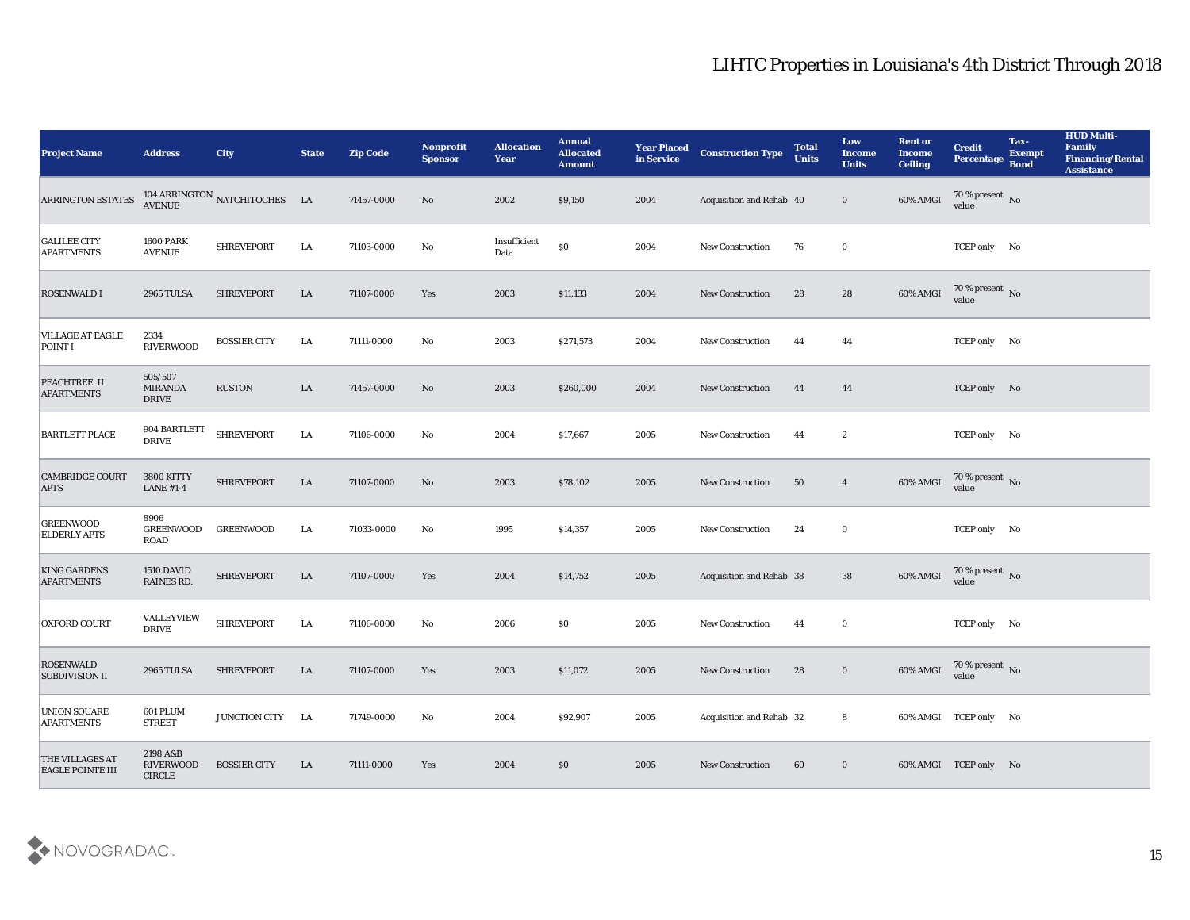# LIHTC Properties in Louisiana's 4th District Through 2018

| Project Name | Address | City | State | Zip Code | Nonprofit Sponsor | Allocation Year | Annual Allocated Amount | Year Placed in Service | Construction Type | Total Units | Low Income Units | Rent or Income Ceiling | Credit Percentage | Tax-Exempt Bond | HUD Multi-Family Financing/Rental Assistance |
|---|---|---|---|---|---|---|---|---|---|---|---|---|---|---|---|
| ARRINGTON ESTATES | 104 ARRINGTON AVENUE | NATCHITOCHES | LA | 71457-0000 | No | 2002 | $9,150 | 2004 | Acquisition and Rehab | 40 | 0 | 60% AMGI | 70 % present value | No | |
| GALILEE CITY APARTMENTS | 1600 PARK AVENUE | SHREVEPORT | LA | 71103-0000 | No | Insufficient Data | $0 | 2004 | New Construction | 76 | 0 | | TCEP only | No | |
| ROSENWALD I | 2965 TULSA | SHREVEPORT | LA | 71107-0000 | Yes | 2003 | $11,133 | 2004 | New Construction | 28 | 28 | 60% AMGI | 70 % present value | No | |
| VILLAGE AT EAGLE POINT I | 2334 RIVERWOOD | BOSSIER CITY | LA | 71111-0000 | No | 2003 | $271,573 | 2004 | New Construction | 44 | 44 | | TCEP only | No | |
| PEACHTREE II APARTMENTS | 505/507 MIRANDA DRIVE | RUSTON | LA | 71457-0000 | No | 2003 | $260,000 | 2004 | New Construction | 44 | 44 | | TCEP only | No | |
| BARTLETT PLACE | 904 BARTLETT DRIVE | SHREVEPORT | LA | 71106-0000 | No | 2004 | $17,667 | 2005 | New Construction | 44 | 2 | | TCEP only | No | |
| CAMBRIDGE COURT APTS | 3800 KITTY LANE #1-4 | SHREVEPORT | LA | 71107-0000 | No | 2003 | $78,102 | 2005 | New Construction | 50 | 4 | 60% AMGI | 70 % present value | No | |
| GREENWOOD ELDERLY APTS | 8906 GREENWOOD ROAD | GREENWOOD | LA | 71033-0000 | No | 1995 | $14,357 | 2005 | New Construction | 24 | 0 | | TCEP only | No | |
| KING GARDENS APARTMENTS | 1510 DAVID RAINES RD. | SHREVEPORT | LA | 71107-0000 | Yes | 2004 | $14,752 | 2005 | Acquisition and Rehab | 38 | 38 | 60% AMGI | 70 % present value | No | |
| OXFORD COURT | VALLEYVIEW DRIVE | SHREVEPORT | LA | 71106-0000 | No | 2006 | $0 | 2005 | New Construction | 44 | 0 | | TCEP only | No | |
| ROSENWALD SUBDIVISION II | 2965 TULSA | SHREVEPORT | LA | 71107-0000 | Yes | 2003 | $11,072 | 2005 | New Construction | 28 | 0 | 60% AMGI | 70 % present value | No | |
| UNION SQUARE APARTMENTS | 601 PLUM STREET | JUNCTION CITY | LA | 71749-0000 | No | 2004 | $92,907 | 2005 | Acquisition and Rehab | 32 | 8 | 60% AMGI | TCEP only | No | |
| THE VILLAGES AT EAGLE POINTE III | 2198 A&B RIVERWOOD CIRCLE | BOSSIER CITY | LA | 71111-0000 | Yes | 2004 | $0 | 2005 | New Construction | 60 | 0 | 60% AMGI | TCEP only | No | |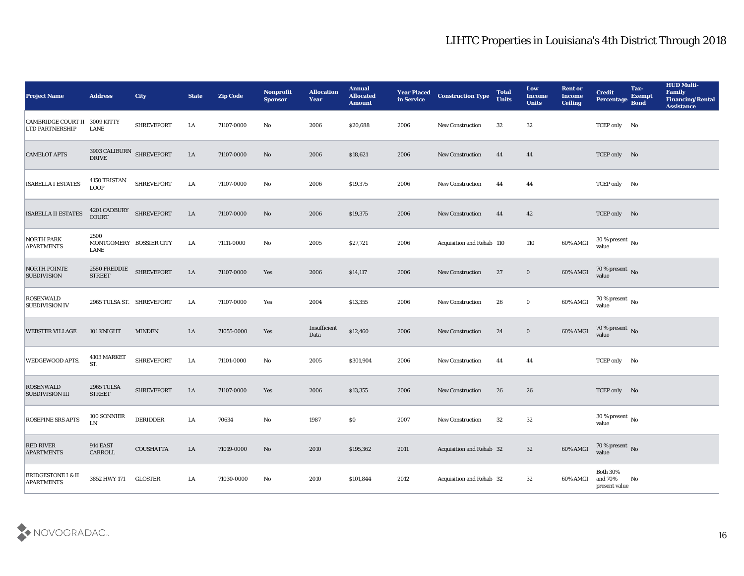| Project Name | Address | City | State | Zip Code | Nonprofit Sponsor | Allocation Year | Annual Allocated Amount | Year Placed in Service | Construction Type | Total Units | Low Income Units | Rent or Income Ceiling | Credit Percentage | Tax-Exempt Bond | HUD Multi-Family Financing/Rental Assistance |
|---|---|---|---|---|---|---|---|---|---|---|---|---|---|---|---|
| CAMBRIDGE COURT II LTD PARTNERSHIP | 3009 KITTY LANE | SHREVEPORT | LA | 71107-0000 | No | 2006 | $20,688 | 2006 | New Construction | 32 | 32 | | TCEP only | No | |
| CAMELOT APTS | 3903 CALIBURN DRIVE | SHREVEPORT | LA | 71107-0000 | No | 2006 | $18,621 | 2006 | New Construction | 44 | 44 | | TCEP only | No | |
| ISABELLA I ESTATES | 4150 TRISTAN LOOP | SHREVEPORT | LA | 71107-0000 | No | 2006 | $19,375 | 2006 | New Construction | 44 | 44 | | TCEP only | No | |
| ISABELLA II ESTATES | 4201 CADBURY COURT | SHREVEPORT | LA | 71107-0000 | No | 2006 | $19,375 | 2006 | New Construction | 44 | 42 | | TCEP only | No | |
| NORTH PARK APARTMENTS | 2500 MONTGOMERY LANE | BOSSIER CITY | LA | 71111-0000 | No | 2005 | $27,721 | 2006 | Acquisition and Rehab | 110 | 110 | 60% AMGI | 30 % present value | No | |
| NORTH POINTE SUBDIVISION | 2580 FREDDIE STREET | SHREVEPORT | LA | 71107-0000 | Yes | 2006 | $14,117 | 2006 | New Construction | 27 | 0 | 60% AMGI | 70 % present value | No | |
| ROSENWALD SUBDIVISION IV | 2965 TULSA ST. | SHREVEPORT | LA | 71107-0000 | Yes | 2004 | $13,355 | 2006 | New Construction | 26 | 0 | 60% AMGI | 70 % present value | No | |
| WEBSTER VILLAGE | 101 KNIGHT | MINDEN | LA | 71055-0000 | Yes | Insufficient Data | $12,460 | 2006 | New Construction | 24 | 0 | 60% AMGI | 70 % present value | No | |
| WEDGEWOOD APTS. | 4103 MARKET ST. | SHREVEPORT | LA | 71101-0000 | No | 2005 | $301,904 | 2006 | New Construction | 44 | 44 | | TCEP only | No | |
| ROSENWALD SUBDIVISION III | 2965 TULSA STREET | SHREVEPORT | LA | 71107-0000 | Yes | 2006 | $13,355 | 2006 | New Construction | 26 | 26 | | TCEP only | No | |
| ROSEPINE SRS APTS | 100 SONNIER LN | DERIDDER | LA | 70634 | No | 1987 | $0 | 2007 | New Construction | 32 | 32 | | 30 % present value | No | |
| RED RIVER APARTMENTS | 914 EAST CARROLL | COUSHATTA | LA | 71019-0000 | No | 2010 | $195,362 | 2011 | Acquisition and Rehab | 32 | 32 | 60% AMGI | 70 % present value | No | |
| BRIDGESTONE I & II APARTMENTS | 3852 HWY 171 | GLOSTER | LA | 71030-0000 | No | 2010 | $101,844 | 2012 | Acquisition and Rehab | 32 | 32 | 60% AMGI | Both 30% and 70% present value | No | |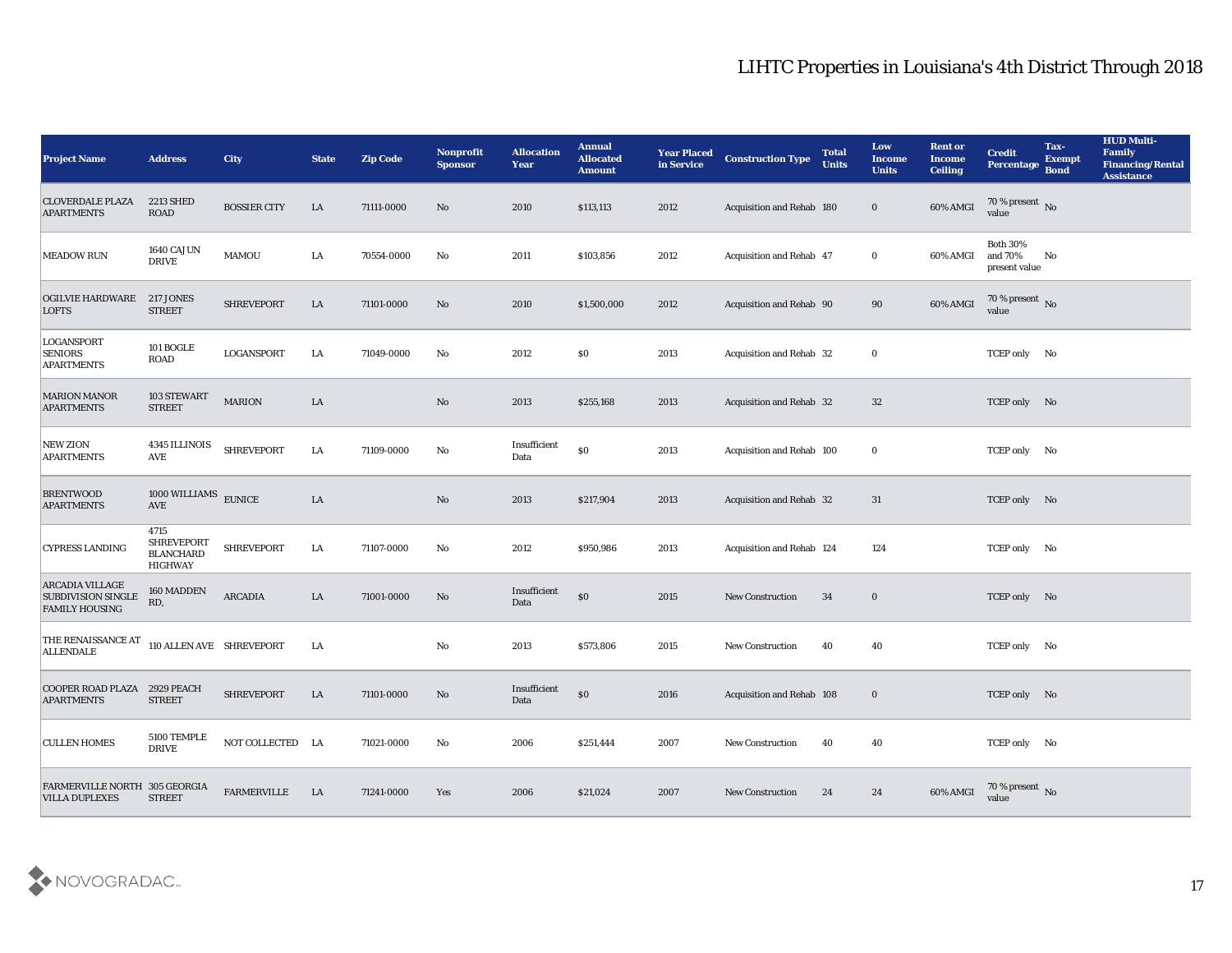# LIHTC Properties in Louisiana's 4th District Through 2018

| Project Name | Address | City | State | Zip Code | Nonprofit Sponsor | Allocation Year | Annual Allocated Amount | Year Placed in Service | Construction Type | Total Units | Low Income Units | Rent or Income Ceiling | Credit Percentage | Tax-Exempt Bond | HUD Multi-Family Financing/Rental Assistance |
|---|---|---|---|---|---|---|---|---|---|---|---|---|---|---|---|
| CLOVERDALE PLAZA APARTMENTS | 2213 SHED ROAD | BOSSIER CITY | LA | 71111-0000 | No | 2010 | $113,113 | 2012 | Acquisition and Rehab | 180 | 0 | 60% AMGI | 70 % present value | No | |
| MEADOW RUN | 1640 CAJUN DRIVE | MAMOU | LA | 70554-0000 | No | 2011 | $103,856 | 2012 | Acquisition and Rehab | 47 | 0 | 60% AMGI | Both 30% and 70% present value | No | |
| OGILVIE HARDWARE LOFTS | 217 JONES STREET | SHREVEPORT | LA | 71101-0000 | No | 2010 | $1,500,000 | 2012 | Acquisition and Rehab | 90 | 90 | 60% AMGI | 70 % present value | No | |
| LOGANSPORT SENIORS APARTMENTS | 101 BOGLE ROAD | LOGANSPORT | LA | 71049-0000 | No | 2012 | $0 | 2013 | Acquisition and Rehab | 32 | 0 | | TCEP only | No | |
| MARION MANOR APARTMENTS | 103 STEWART STREET | MARION | LA | | No | 2013 | $255,168 | 2013 | Acquisition and Rehab | 32 | 32 | | TCEP only | No | |
| NEW ZION APARTMENTS | 4345 ILLINOIS AVE | SHREVEPORT | LA | 71109-0000 | No | Insufficient Data | $0 | 2013 | Acquisition and Rehab | 100 | 0 | | TCEP only | No | |
| BRENTWOOD APARTMENTS | 1000 WILLIAMS AVE | EUNICE | LA | | No | 2013 | $217,904 | 2013 | Acquisition and Rehab | 32 | 31 | | TCEP only | No | |
| CYPRESS LANDING | 4715 SHREVEPORT BLANCHARD HIGHWAY | SHREVEPORT | LA | 71107-0000 | No | 2012 | $950,986 | 2013 | Acquisition and Rehab | 124 | 124 | | TCEP only | No | |
| ARCADIA VILLAGE SUBDIVISION SINGLE FAMILY HOUSING | 160 MADDEN RD, | ARCADIA | LA | 71001-0000 | No | Insufficient Data | $0 | 2015 | New Construction | 34 | 0 | | TCEP only | No | |
| THE RENAISSANCE AT ALLENDALE | 110 ALLEN AVE | SHREVEPORT | LA | | No | 2013 | $573,806 | 2015 | New Construction | 40 | 40 | | TCEP only | No | |
| COOPER ROAD PLAZA APARTMENTS | 2929 PEACH STREET | SHREVEPORT | LA | 71101-0000 | No | Insufficient Data | $0 | 2016 | Acquisition and Rehab | 108 | 0 | | TCEP only | No | |
| CULLEN HOMES | 5100 TEMPLE DRIVE | NOT COLLECTED | LA | 71021-0000 | No | 2006 | $251,444 | 2007 | New Construction | 40 | 40 | | TCEP only | No | |
| FARMERVILLE NORTH VILLA DUPLEXES | 305 GEORGIA STREET | FARMERVILLE | LA | 71241-0000 | Yes | 2006 | $21,024 | 2007 | New Construction | 24 | 24 | 60% AMGI | 70 % present value | No | |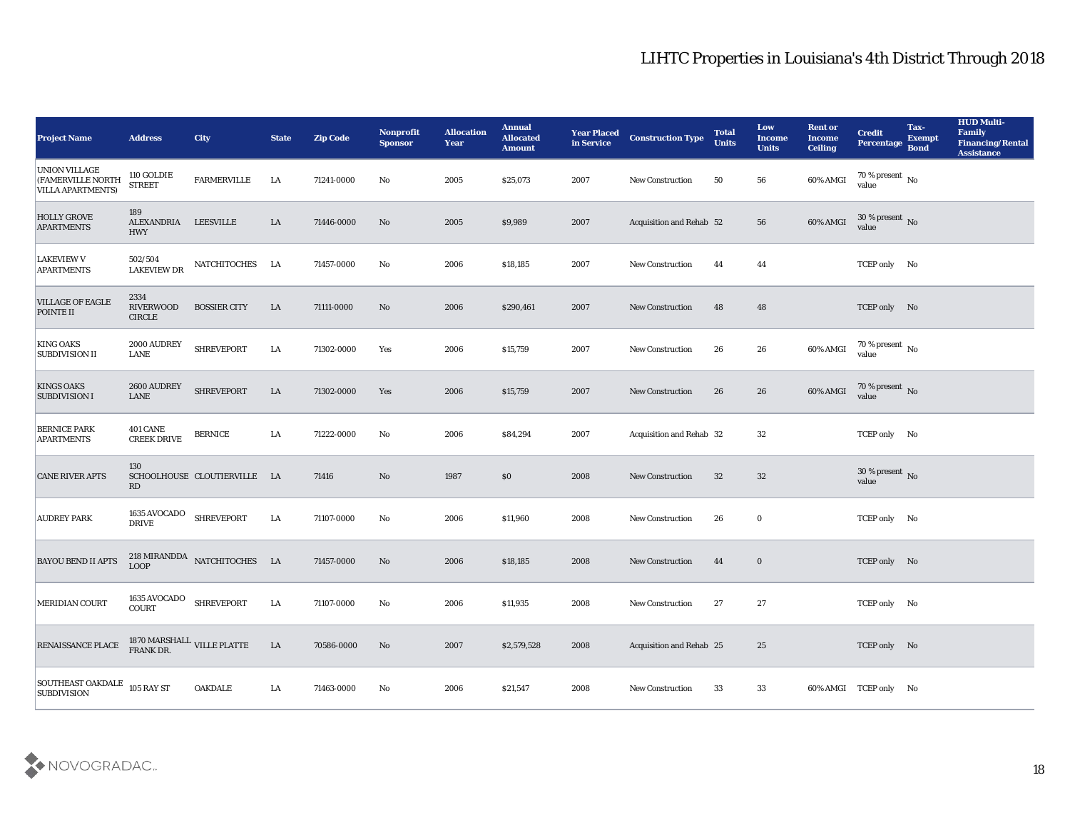# LIHTC Properties in Louisiana's 4th District Through 2018

| Project Name | Address | City | State | Zip Code | Nonprofit Sponsor | Allocation Year | Annual Allocated Amount | Year Placed in Service | Construction Type | Total Units | Low Income Units | Rent or Income Ceiling | Credit Percentage | Tax-Exempt Bond | HUD Multi-Family Financing/Rental Assistance |
|---|---|---|---|---|---|---|---|---|---|---|---|---|---|---|---|
| UNION VILLAGE (FAMERVILLE NORTH VILLA APARTMENTS) | 110 GOLDIE STREET | FARMERVILLE | LA | 71241-0000 | No | 2005 | $25,073 | 2007 | New Construction | 50 | 56 | 60% AMGI | 70 % present value | No | |
| HOLLY GROVE APARTMENTS | 189 ALEXANDRIA HWY | LEESVILLE | LA | 71446-0000 | No | 2005 | $9,989 | 2007 | Acquisition and Rehab | 52 | 56 | 60% AMGI | 30 % present value | No | |
| LAKEVIEW V APARTMENTS | 502/504 LAKEVIEW DR | NATCHITOCHES | LA | 71457-0000 | No | 2006 | $18,185 | 2007 | New Construction | 44 | 44 | | TCEP only | No | |
| VILLAGE OF EAGLE POINTE II | 2334 RIVERWOOD CIRCLE | BOSSIER CITY | LA | 71111-0000 | No | 2006 | $290,461 | 2007 | New Construction | 48 | 48 | | TCEP only | No | |
| KING OAKS SUBDIVISION II | 2000 AUDREY LANE | SHREVEPORT | LA | 71302-0000 | Yes | 2006 | $15,759 | 2007 | New Construction | 26 | 26 | 60% AMGI | 70 % present value | No | |
| KINGS OAKS SUBDIVISION I | 2600 AUDREY LANE | SHREVEPORT | LA | 71302-0000 | Yes | 2006 | $15,759 | 2007 | New Construction | 26 | 26 | 60% AMGI | 70 % present value | No | |
| BERNICE PARK APARTMENTS | 401 CANE CREEK DRIVE | BERNICE | LA | 71222-0000 | No | 2006 | $84,294 | 2007 | Acquisition and Rehab | 32 | 32 | | TCEP only | No | |
| CANE RIVER APTS | 130 SCHOOLHOUSE RD | CLOUTIERVILLE | LA | 71416 | No | 1987 | $0 | 2008 | New Construction | 32 | 32 | | 30 % present value | No | |
| AUDREY PARK | 1635 AVOCADO DRIVE | SHREVEPORT | LA | 71107-0000 | No | 2006 | $11,960 | 2008 | New Construction | 26 | 0 | | TCEP only | No | |
| BAYOU BEND II APTS | 218 MIRANDDA LOOP | NATCHITOCHES | LA | 71457-0000 | No | 2006 | $18,185 | 2008 | New Construction | 44 | 0 | | TCEP only | No | |
| MERIDIAN COURT | 1635 AVOCADO COURT | SHREVEPORT | LA | 71107-0000 | No | 2006 | $11,935 | 2008 | New Construction | 27 | 27 | | TCEP only | No | |
| RENAISSANCE PLACE | 1870 MARSHALL FRANK DR. | VILLE PLATTE | LA | 70586-0000 | No | 2007 | $2,579,528 | 2008 | Acquisition and Rehab | 25 | 25 | | TCEP only | No | |
| SOUTHEAST OAKDALE SUBDIVISION | 105 RAY ST | OAKDALE | LA | 71463-0000 | No | 2006 | $21,547 | 2008 | New Construction | 33 | 33 | 60% AMGI | TCEP only | No | |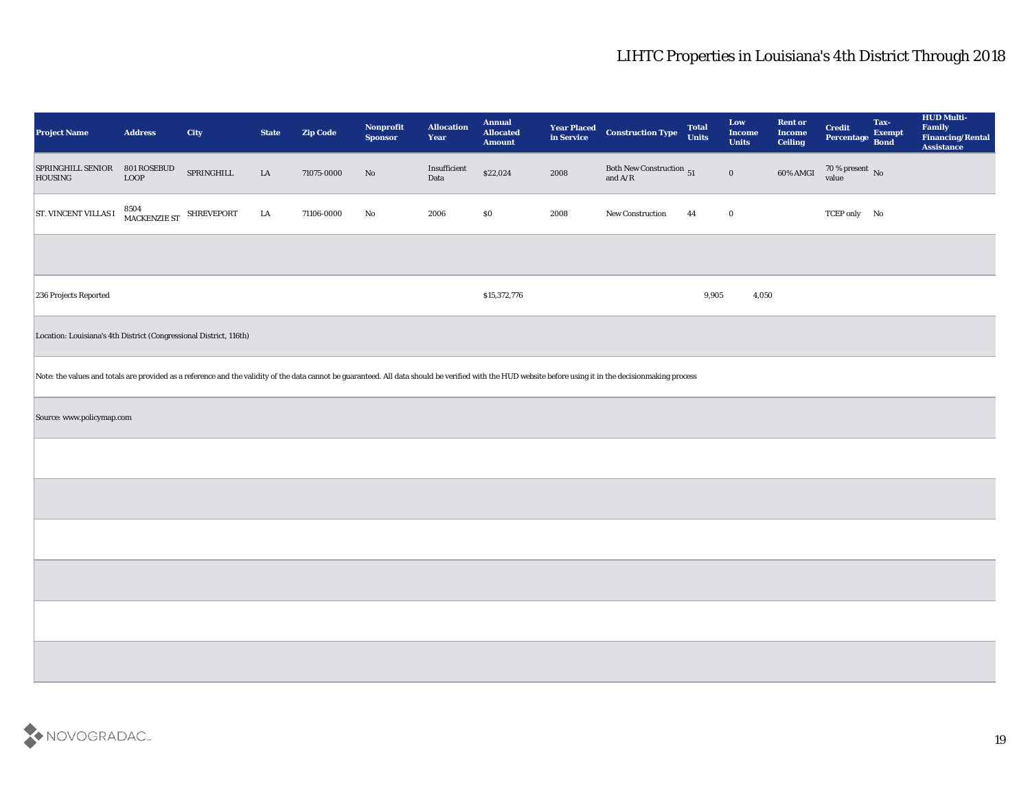| Project Name | Address | City | State | Zip Code | Nonprofit Sponsor | Allocation Year | Annual Allocated Amount | Year Placed in Service | Construction Type | Total Units | Low Income Units | Rent or Income Ceiling | Credit Percentage | Tax-Exempt Bond | HUD Multi-Family Financing/Rental Assistance |
|---|---|---|---|---|---|---|---|---|---|---|---|---|---|---|---|
| SPRINGHILL SENIOR HOUSING | 801 ROSEBUD LOOP | SPRINGHILL | LA | 71075-0000 | No | Insufficient Data | $22,024 | 2008 | Both New Construction and A/R | 51 | 0 | 60% AMGI | 70 % present value | No | |
| ST. VINCENT VILLAS I | 8504 MACKENZIE ST | SHREVEPORT | LA | 71106-0000 | No | 2006 | $0 | 2008 | New Construction | 44 | 0 | | TCEP only | No | |
| | | | | | | | | | | | | | | | |
| 236 Projects Reported | | | | | | | $15,372,776 | | | 9,905 | 4,050 | | | | |
| Location: Louisiana's 4th District (Congressional District, 116th) | | | | | | | | | | | | | | | |
| Note: the values and totals are provided as a reference and the validity of the data cannot be guaranteed. All data should be verified with the HUD website before using it in the decisionmaking process | | | | | | | | | | | | | | | |
| Source: www.policymap.com | | | | | | | | | | | | | | | |